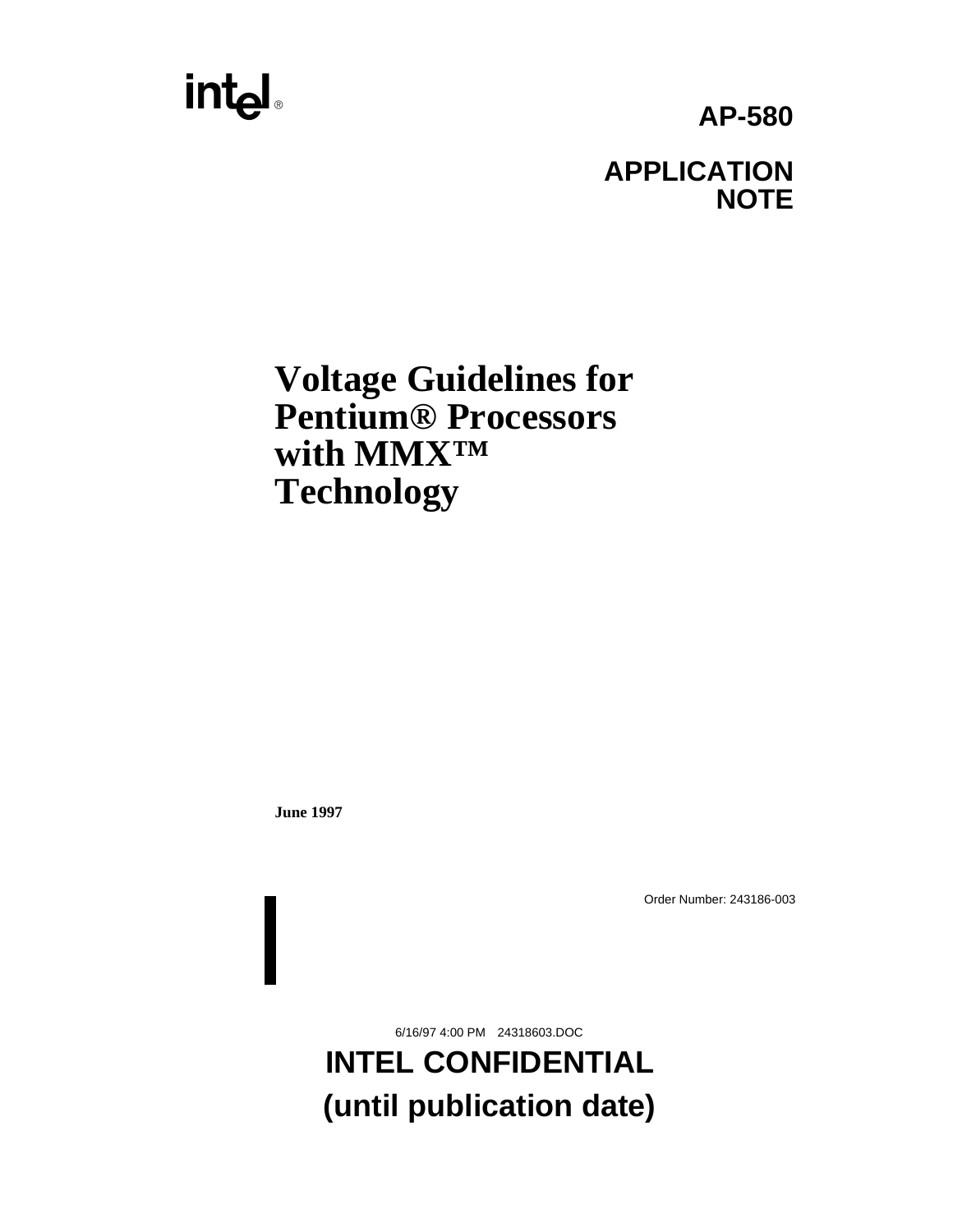**AP-580**

**APPLICATION NOTE**

# Voltage Guidelines for Pentium® Processors with MMX™ Technology

**June 1997**

Order Number: 243186-003

6/16/97 4:00 PM 24318603.DOC

**INTEL CONFIDENTIAL**
**(until publication date)**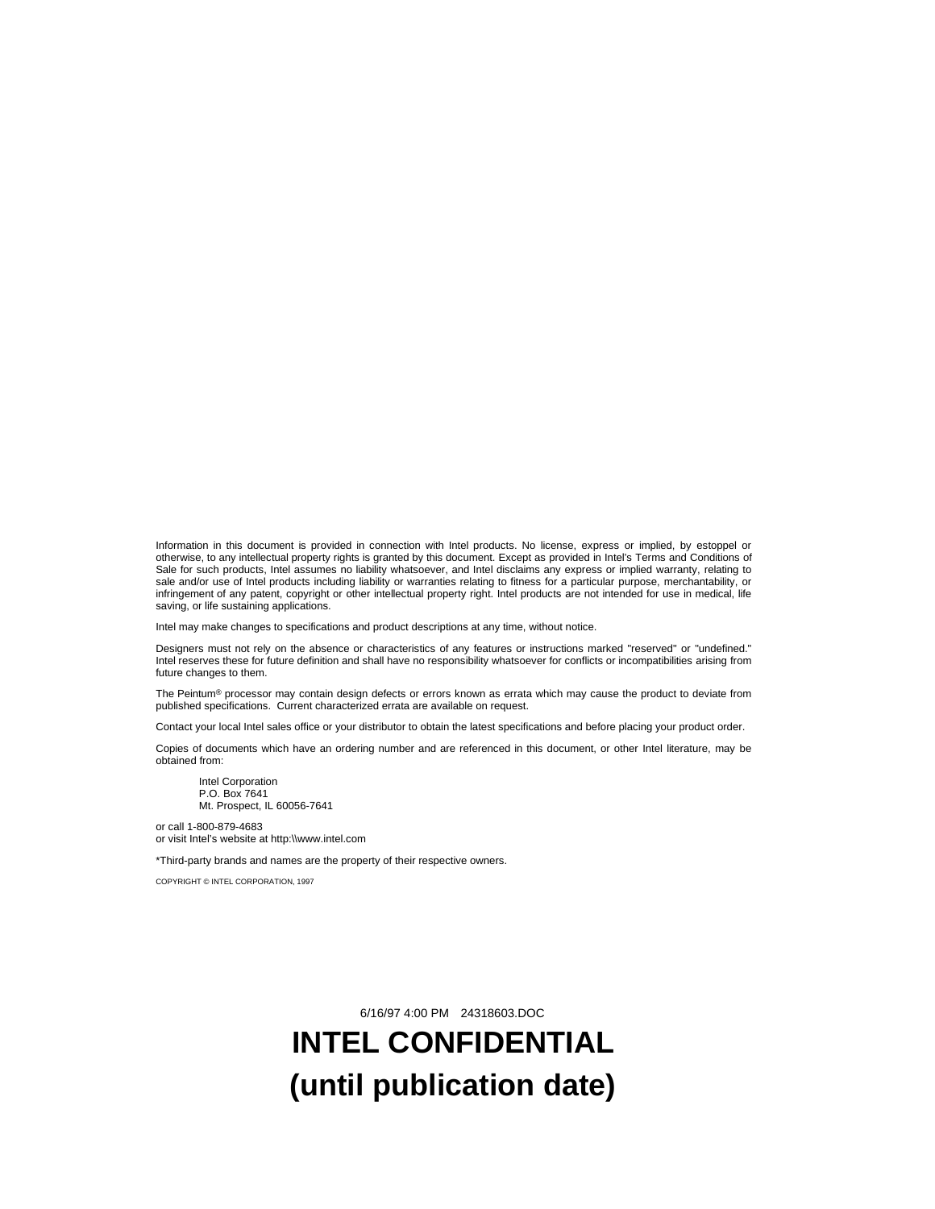Information in this document is provided in connection with Intel products. No license, express or implied, by estoppel or otherwise, to any intellectual property rights is granted by this document. Except as provided in Intel's Terms and Conditions of Sale for such products, Intel assumes no liability whatsoever, and Intel disclaims any express or implied warranty, relating to sale and/or use of Intel products including liability or warranties relating to fitness for a particular purpose, merchantability, or infringement of any patent, copyright or other intellectual property right. Intel products are not intended for use in medical, life saving, or life sustaining applications.

Intel may make changes to specifications and product descriptions at any time, without notice.

Designers must not rely on the absence or characteristics of any features or instructions marked "reserved" or "undefined." Intel reserves these for future definition and shall have no responsibility whatsoever for conflicts or incompatibilities arising from future changes to them.

The Peintum® processor may contain design defects or errors known as errata which may cause the product to deviate from published specifications. Current characterized errata are available on request.

Contact your local Intel sales office or your distributor to obtain the latest specifications and before placing your product order.

Copies of documents which have an ordering number and are referenced in this document, or other Intel literature, may be obtained from:

Intel Corporation  
P.O. Box 7641  
Mt. Prospect, IL 60056-7641

or call 1-800-879-4683  
or visit Intel's website at http:\\www.intel.com

*Third-party brands and names are the property of their respective owners.

COPYRIGHT © INTEL CORPORATION, 1997

6/16/97 4:00 PM 24318603.DOC

**INTEL CONFIDENTIAL**

**(until publication date)**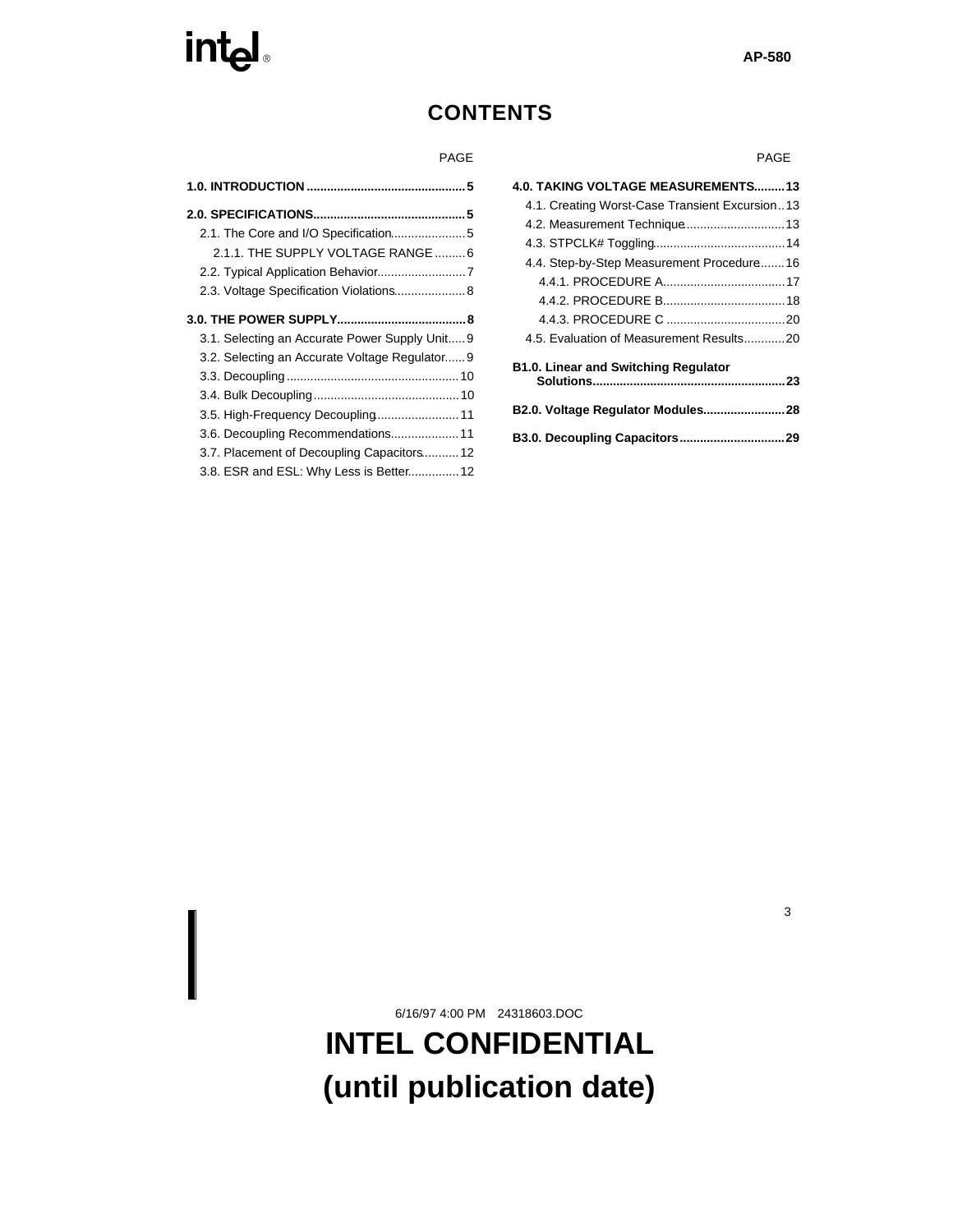# CONTENTS

| | PAGE |
|---|---|
| **1.0. INTRODUCTION** | **5** |
| **2.0. SPECIFICATIONS** | **5** |
| 2.1. The Core and I/O Specification | 5 |
| 2.1.1. THE SUPPLY VOLTAGE RANGE | 6 |
| 2.2. Typical Application Behavior | 7 |
| 2.3. Voltage Specification Violations | 8 |
| **3.0. THE POWER SUPPLY** | **8** |
| 3.1. Selecting an Accurate Power Supply Unit | 9 |
| 3.2. Selecting an Accurate Voltage Regulator | 9 |
| 3.3. Decoupling | 10 |
| 3.4. Bulk Decoupling | 10 |
| 3.5. High-Frequency Decoupling | 11 |
| 3.6. Decoupling Recommendations | 11 |
| 3.7. Placement of Decoupling Capacitors | 12 |
| 3.8. ESR and ESL: Why Less is Better | 12 |
| **4.0. TAKING VOLTAGE MEASUREMENTS** | **13** |
| 4.1. Creating Worst-Case Transient Excursion | 13 |
| 4.2. Measurement Technique | 13 |
| 4.3. STPCLK# Toggling | 14 |
| 4.4. Step-by-Step Measurement Procedure | 16 |
| 4.4.1. PROCEDURE A | 17 |
| 4.4.2. PROCEDURE B | 18 |
| 4.4.3. PROCEDURE C | 20 |
| 4.5. Evaluation of Measurement Results | 20 |
| **B1.0. Linear and Switching Regulator Solutions** | **23** |
| **B2.0. Voltage Regulator Modules** | **28** |
| **B3.0. Decoupling Capacitors** | **29** |

6/16/97 4:00 PM 24318603.DOC

**INTEL CONFIDENTIAL**
**(until publication date)**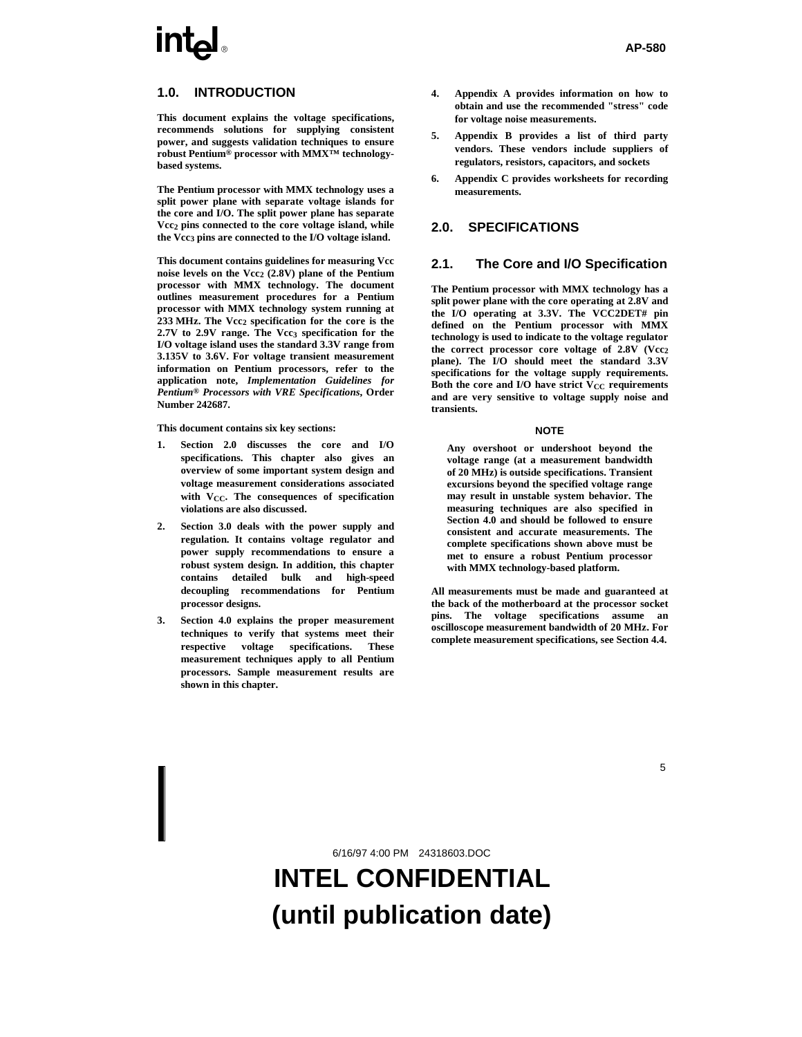## 1.0. INTRODUCTION

**This document explains the voltage specifications, recommends solutions for supplying consistent power, and suggests validation techniques to ensure robust Pentium® processor with MMX™ technology-based systems.**

**The Pentium processor with MMX technology uses a split power plane with separate voltage islands for the core and I/O. The split power plane has separate $Vcc_2$ pins connected to the core voltage island, while the $Vcc_3$ pins are connected to the I/O voltage island.**

**This document contains guidelines for measuring Vcc noise levels on the $Vcc_2$ (2.8V) plane of the Pentium processor with MMX technology. The document outlines measurement procedures for a Pentium processor with MMX technology system running at 233 MHz. The $Vcc_2$ specification for the core is the 2.7V to 2.9V range. The $Vcc_3$ specification for the I/O voltage island uses the standard 3.3V range from 3.135V to 3.6V. For voltage transient measurement information on Pentium processors, refer to the application note, *Implementation Guidelines for Pentium® Processors with VRE Specifications*, Order Number 242687.**

**This document contains six key sections:**

1. **Section 2.0 discusses the core and I/O specifications. This chapter also gives an overview of some important system design and voltage measurement considerations associated with $V_{CC}$. The consequences of specification violations are also discussed.**
2. **Section 3.0 deals with the power supply and regulation. It contains voltage regulator and power supply recommendations to ensure a robust system design. In addition, this chapter contains detailed bulk and high-speed decoupling recommendations for Pentium processor designs.**
3. **Section 4.0 explains the proper measurement techniques to verify that systems meet their respective voltage specifications. These measurement techniques apply to all Pentium processors. Sample measurement results are shown in this chapter.**
4. **Appendix A provides information on how to obtain and use the recommended "stress" code for voltage noise measurements.**
5. **Appendix B provides a list of third party vendors. These vendors include suppliers of regulators, resistors, capacitors, and sockets**
6. **Appendix C provides worksheets for recording measurements.**

## 2.0. SPECIFICATIONS

### 2.1. The Core and I/O Specification

**The Pentium processor with MMX technology has a split power plane with the core operating at 2.8V and the I/O operating at 3.3V. The VCC2DET# pin defined on the Pentium processor with MMX technology is used to indicate to the voltage regulator the correct processor core voltage of 2.8V ($Vcc_2$ plane). The I/O should meet the standard 3.3V specifications for the voltage supply requirements. Both the core and I/O have strict $V_{CC}$ requirements and are very sensitive to voltage supply noise and transients.**

**NOTE**

**Any overshoot or undershoot beyond the voltage range (at a measurement bandwidth of 20 MHz) is outside specifications. Transient excursions beyond the specified voltage range may result in unstable system behavior. The measuring techniques are also specified in Section 4.0 and should be followed to ensure consistent and accurate measurements. The complete specifications shown above must be met to ensure a robust Pentium processor with MMX technology-based platform.**

**All measurements must be made and guaranteed at the back of the motherboard at the processor socket pins. The voltage specifications assume an oscilloscope measurement bandwidth of 20 MHz. For complete measurement specifications, see Section 4.4.**

6/16/97 4:00 PM 24318603.DOC

**INTEL CONFIDENTIAL**
**(until publication date)**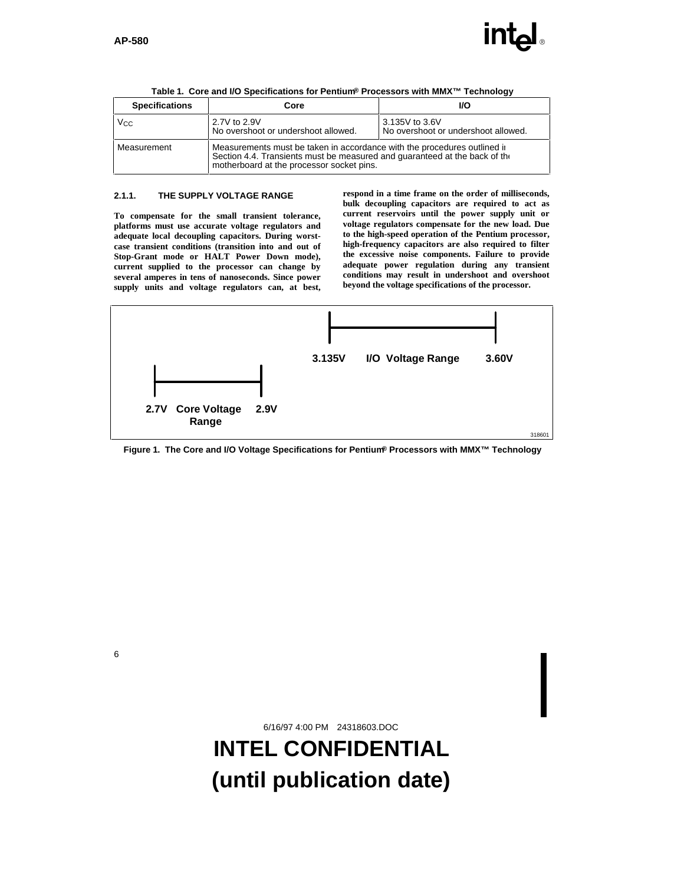**Table 1. Core and I/O Specifications for Pentium® Processors with MMX™ Technology**

| Specifications | Core | I/O |
|---|---|---|
| $V_{CC}$ | 2.7V to 2.9V<br>No overshoot or undershoot allowed. | 3.135V to 3.6V<br>No overshoot or undershoot allowed. |
| Measurement | Measurements must be taken in accordance with the procedures outlined in Section 4.4. Transients must be measured and guaranteed at the back of the motherboard at the processor socket pins. | |

#### 2.1.1. THE SUPPLY VOLTAGE RANGE

**To compensate for the small transient tolerance, platforms must use accurate voltage regulators and adequate local decoupling capacitors. During worst-case transient conditions (transition into and out of Stop-Grant mode or HALT Power Down mode), current supplied to the processor can change by several amperes in tens of nanoseconds. Since power supply units and voltage regulators can, at best, respond in a time frame on the order of milliseconds, bulk decoupling capacitors are required to act as current reservoirs until the power supply unit or voltage regulators compensate for the new load. Due to the high-speed operation of the Pentium processor, high-frequency capacitors are also required to filter the excessive noise components. Failure to provide adequate power regulation during any transient conditions may result in undershoot and overshoot beyond the voltage specifications of the processor.**

3.135V I/O Voltage Range 3.60V

2.7V Core Voltage Range 2.9V

318601

**Figure 1. The Core and I/O Voltage Specifications for Pentium® Processors with MMX™ Technology**

6/16/97 4:00 PM 24318603.DOC

**INTEL CONFIDENTIAL**
**(until publication date)**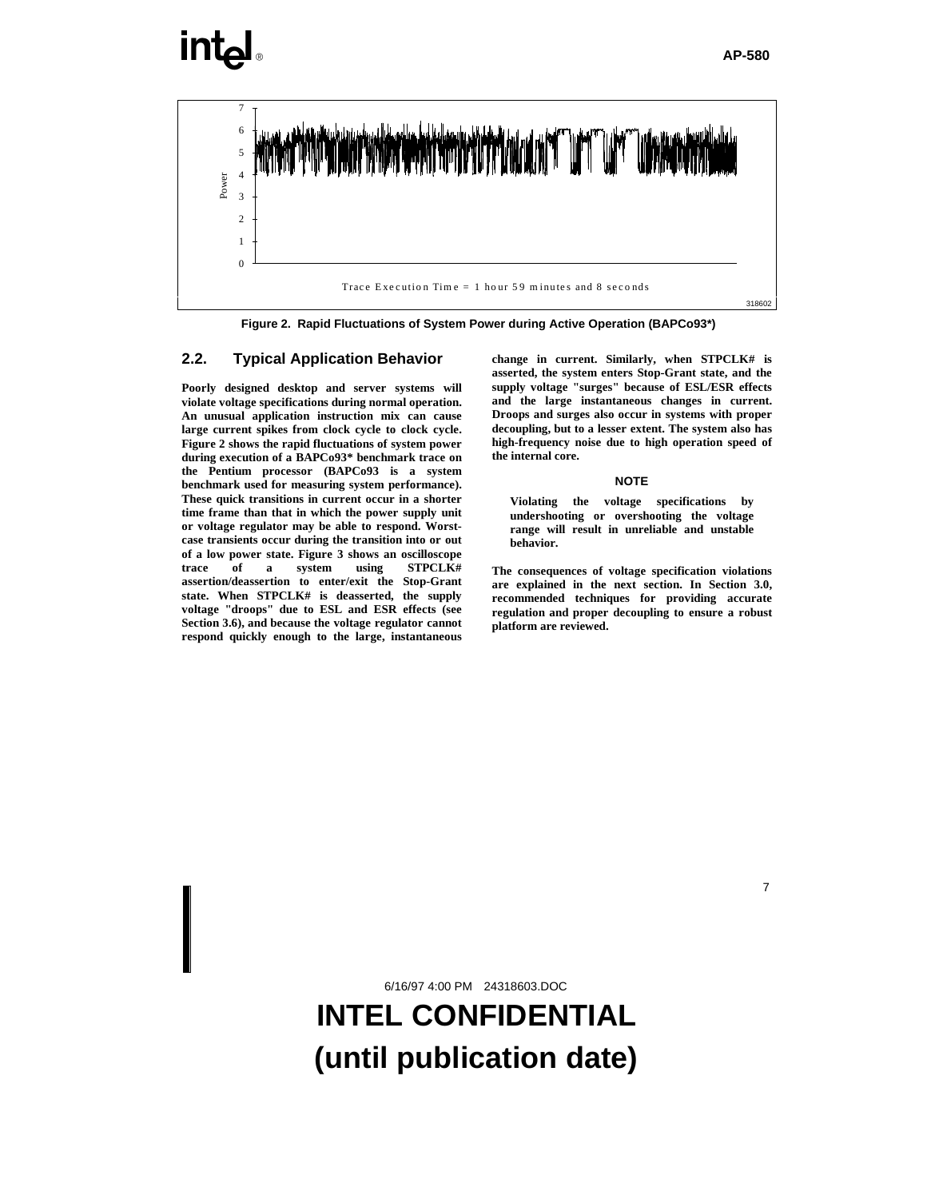Figure 2. Rapid Fluctuations of System Power during Active Operation (BAPCo93*)

## 2.2. Typical Application Behavior

**Poorly designed desktop and server systems will violate voltage specifications during normal operation. An unusual application instruction mix can cause large current spikes from clock cycle to clock cycle. Figure 2 shows the rapid fluctuations of system power during execution of a BAPCo93* benchmark trace on the Pentium processor (BAPCo93 is a system benchmark used for measuring system performance). These quick transitions in current occur in a shorter time frame than that in which the power supply unit or voltage regulator may be able to respond. Worst-case transients occur during the transition into or out of a low power state. Figure 3 shows an oscilloscope trace of a system using STPCLK# assertion/deassertion to enter/exit the Stop-Grant state. When STPCLK# is deasserted, the supply voltage "droops" due to ESL and ESR effects (see Section 3.6), and because the voltage regulator cannot respond quickly enough to the large, instantaneous change in current. Similarly, when STPCLK# is asserted, the system enters Stop-Grant state, and the supply voltage "surges" because of ESL/ESR effects and the large instantaneous changes in current. Droops and surges also occur in systems with proper decoupling, but to a lesser extent. The system also has high-frequency noise due to high operation speed of the internal core.**

**NOTE**

**Violating the voltage specifications by undershooting or overshooting the voltage range will result in unreliable and unstable behavior.**

**The consequences of voltage specification violations are explained in the next section. In Section 3.0, recommended techniques for providing accurate regulation and proper decoupling to ensure a robust platform are reviewed.**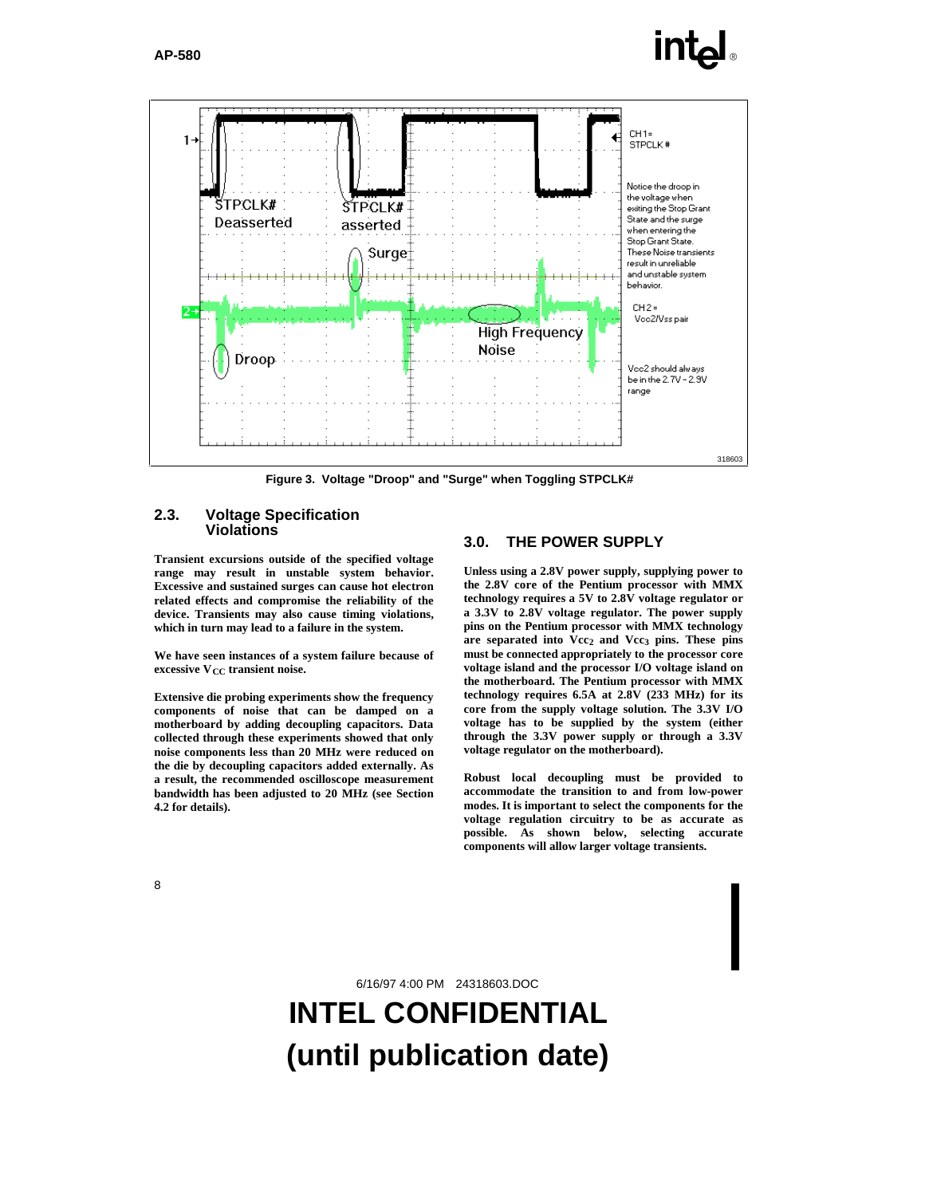Figure 3. Voltage "Droop" and "Surge" when Toggling STPCLK#

## 2.3. Voltage Specification Violations

**Transient excursions outside of the specified voltage range may result in unstable system behavior. Excessive and sustained surges can cause hot electron related effects and compromise the reliability of the device. Transients may also cause timing violations, which in turn may lead to a failure in the system.**

**We have seen instances of a system failure because of excessive $V_{CC}$ transient noise.**

**Extensive die probing experiments show the frequency components of noise that can be damped on a motherboard by adding decoupling capacitors. Data collected through these experiments showed that only noise components less than 20 MHz were reduced on the die by decoupling capacitors added externally. As a result, the recommended oscilloscope measurement bandwidth has been adjusted to 20 MHz (see Section 4.2 for details).**

## 3.0. THE POWER SUPPLY

**Unless using a 2.8V power supply, supplying power to the 2.8V core of the Pentium processor with MMX technology requires a 5V to 2.8V voltage regulator or a 3.3V to 2.8V voltage regulator. The power supply pins on the Pentium processor with MMX technology are separated into $V_{CC2}$ and $V_{CC3}$ pins. These pins must be connected appropriately to the processor core voltage island and the processor I/O voltage island on the motherboard. The Pentium processor with MMX technology requires 6.5A at 2.8V (233 MHz) for its core from the supply voltage solution. The 3.3V I/O voltage has to be supplied by the system (either through the 3.3V power supply or through a 3.3V voltage regulator on the motherboard).**

**Robust local decoupling must be provided to accommodate the transition to and from low-power modes. It is important to select the components for the voltage regulation circuitry to be as accurate as possible. As shown below, selecting accurate components will allow larger voltage transients.**

6/16/97 4:00 PM 24318603.DOC

**INTEL CONFIDENTIAL**
**(until publication date)**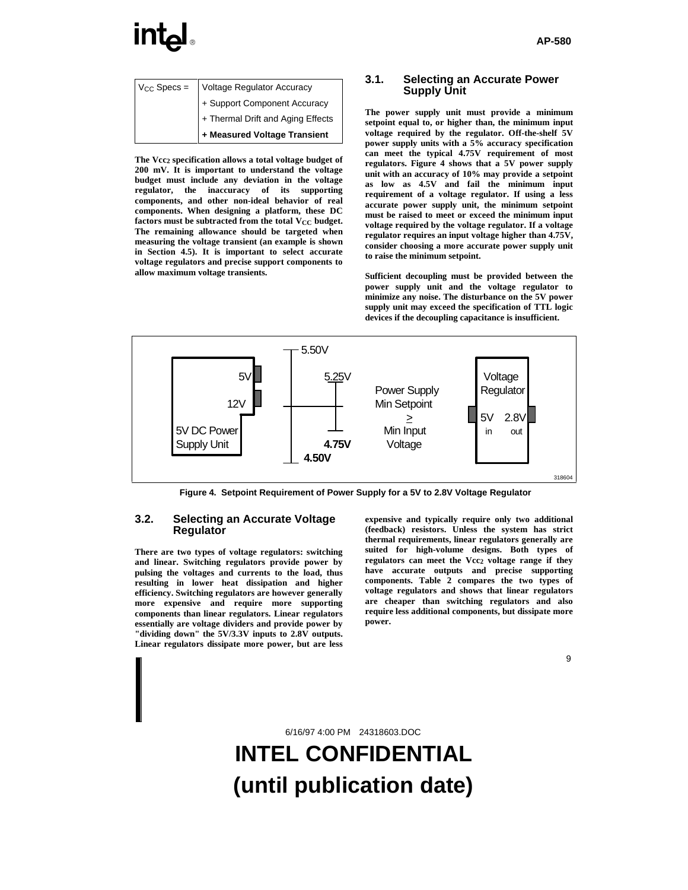| $V_{CC}$ Specs = | Voltage Regulator Accuracy |
|---|---|
| | + Support Component Accuracy |
| | + Thermal Drift and Aging Effects |
| | **+ Measured Voltage Transient** |

The $V_{CC2}$ specification allows a total voltage budget of 200 mV. It is important to understand the voltage budget must include any deviation in the voltage regulator, the inaccuracy of its supporting components, and other non-ideal behavior of real components. When designing a platform, these DC factors must be subtracted from the total $V_{CC}$ budget. The remaining allowance should be targeted when measuring the voltage transient (an example is shown in Section 4.5). It is important to select accurate voltage regulators and precise support components to allow maximum voltage transients.

## 3.1. Selecting an Accurate Power Supply Unit

The power supply unit must provide a minimum setpoint equal to, or higher than, the minimum input voltage required by the regulator. Off-the-shelf 5V power supply units with a 5% accuracy specification can meet the typical 4.75V requirement of most regulators. Figure 4 shows that a 5V power supply unit with an accuracy of 10% may provide a setpoint as low as 4.5V and fail the minimum input requirement of a voltage regulator. If using a less accurate power supply unit, the minimum setpoint must be raised to meet or exceed the minimum input voltage required by the voltage regulator. If a voltage regulator requires an input voltage higher than 4.75V, consider choosing a more accurate power supply unit to raise the minimum setpoint.

Sufficient decoupling must be provided between the power supply unit and the voltage regulator to minimize any noise. The disturbance on the 5V power supply unit may exceed the specification of TTL logic devices if the decoupling capacitance is insufficient.

**Figure 4. Setpoint Requirement of Power Supply for a 5V to 2.8V Voltage Regulator**

## 3.2. Selecting an Accurate Voltage Regulator

There are two types of voltage regulators: switching and linear. Switching regulators provide power by pulsing the voltages and currents to the load, thus resulting in lower heat dissipation and higher efficiency. Switching regulators are however generally more expensive and require more supporting components than linear regulators. Linear regulators essentially are voltage dividers and provide power by "dividing down" the 5V/3.3V inputs to 2.8V outputs. Linear regulators dissipate more power, but are less expensive and typically require only two additional (feedback) resistors. Unless the system has strict thermal requirements, linear regulators generally are suited for high-volume designs. Both types of regulators can meet the $V_{CC2}$ voltage range if they have accurate outputs and precise supporting components. Table 2 compares the two types of voltage regulators and shows that linear regulators are cheaper than switching regulators and also require less additional components, but dissipate more power.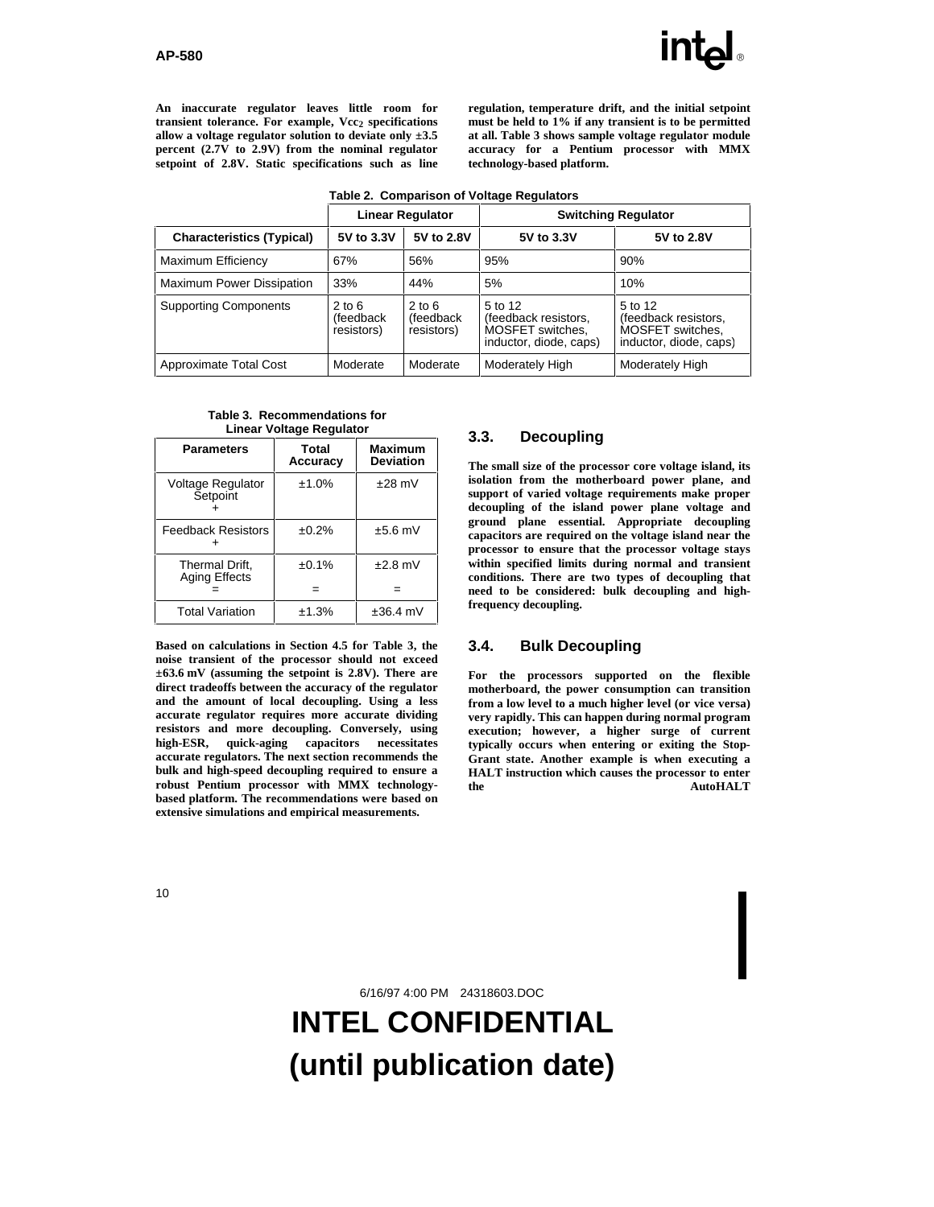**An inaccurate regulator leaves little room for transient tolerance. For example, $V_{CC2}$ specifications allow a voltage regulator solution to deviate only ±3.5 percent (2.7V to 2.9V) from the nominal regulator setpoint of 2.8V. Static specifications such as line regulation, temperature drift, and the initial setpoint must be held to 1% if any transient is to be permitted at all. Table 3 shows sample voltage regulator module accuracy for a Pentium processor with MMX technology-based platform.**

**Table 2. Comparison of Voltage Regulators**

| | Linear Regulator | | Switching Regulator | |
|---|---|---|---|---|
| **Characteristics (Typical)** | **5V to 3.3V** | **5V to 2.8V** | **5V to 3.3V** | **5V to 2.8V** |
| Maximum Efficiency | 67% | 56% | 95% | 90% |
| Maximum Power Dissipation | 33% | 44% | 5% | 10% |
| Supporting Components | 2 to 6 (feedback resistors) | 2 to 6 (feedback resistors) | 5 to 12 (feedback resistors, MOSFET switches, inductor, diode, caps) | 5 to 12 (feedback resistors, MOSFET switches, inductor, diode, caps) |
| Approximate Total Cost | Moderate | Moderate | Moderately High | Moderately High |

**Table 3. Recommendations for Linear Voltage Regulator**

| Parameters | Total Accuracy | Maximum Deviation |
|---|---|---|
| Voltage Regulator Setpoint + | ±1.0% | ±28 mV |
| Feedback Resistors + | ±0.2% | ±5.6 mV |
| Thermal Drift, Aging Effects = | ±0.1% = | ±2.8 mV = |
| Total Variation | ±1.3% | ±36.4 mV |

**Based on calculations in Section 4.5 for Table 3, the noise transient of the processor should not exceed ±63.6 mV (assuming the setpoint is 2.8V). There are direct tradeoffs between the accuracy of the regulator and the amount of local decoupling. Using a less accurate regulator requires more accurate dividing resistors and more decoupling. Conversely, using high-ESR, quick-aging capacitors necessitates accurate regulators. The next section recommends the bulk and high-speed decoupling required to ensure a robust Pentium processor with MMX technology-based platform. The recommendations were based on extensive simulations and empirical measurements.**

## 3.3. Decoupling

**The small size of the processor core voltage island, its isolation from the motherboard power plane, and support of varied voltage requirements make proper decoupling of the island power plane voltage and ground plane essential. Appropriate decoupling capacitors are required on the voltage island near the processor to ensure that the processor voltage stays within specified limits during normal and transient conditions. There are two types of decoupling that need to be considered: bulk decoupling and high-frequency decoupling.**

## 3.4. Bulk Decoupling

**For the processors supported on the flexible motherboard, the power consumption can transition from a low level to a much higher level (or vice versa) very rapidly. This can happen during normal program execution; however, a higher surge of current typically occurs when entering or exiting the Stop-Grant state. Another example is when executing a HALT instruction which causes the processor to enter the AutoHALT**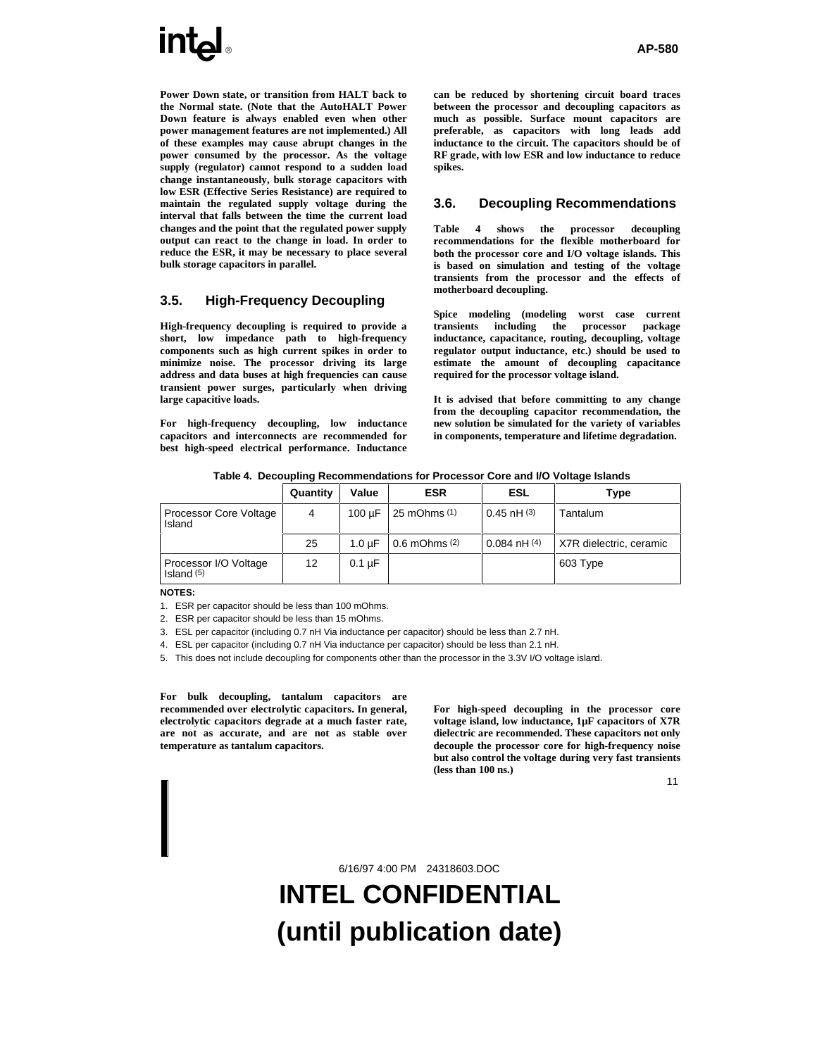Power Down state, or transition from HALT back to the Normal state. (Note that the AutoHALT Power Down feature is always enabled even when other power management features are not implemented.) All of these examples may cause abrupt changes in the power consumed by the processor. As the voltage supply (regulator) cannot respond to a sudden load change instantaneously, bulk storage capacitors with low ESR (Effective Series Resistance) are required to maintain the regulated supply voltage during the interval that falls between the time the current load changes and the point that the regulated power supply output can react to the change in load. In order to reduce the ESR, it may be necessary to place several bulk storage capacitors in parallel.

## 3.5. High-Frequency Decoupling

High-frequency decoupling is required to provide a short, low impedance path to high-frequency components such as high current spikes in order to minimize noise. The processor driving its large address and data buses at high frequencies can cause transient power surges, particularly when driving large capacitive loads.

For high-frequency decoupling, low inductance capacitors and interconnects are recommended for best high-speed electrical performance. Inductance can be reduced by shortening circuit board traces between the processor and decoupling capacitors as much as possible. Surface mount capacitors are preferable, as capacitors with long leads add inductance to the circuit. The capacitors should be of RF grade, with low ESR and low inductance to reduce spikes.

## 3.6. Decoupling Recommendations

Table 4 shows the processor decoupling recommendations for the flexible motherboard for both the processor core and I/O voltage islands. This is based on simulation and testing of the voltage transients from the processor and the effects of motherboard decoupling.

Spice modeling (modeling worst case current transients including the processor package inductance, capacitance, routing, decoupling, voltage regulator output inductance, etc.) should be used to estimate the amount of decoupling capacitance required for the processor voltage island.

It is advised that before committing to any change from the decoupling capacitor recommendation, the new solution be simulated for the variety of variables in components, temperature and lifetime degradation.

**Table 4. Decoupling Recommendations for Processor Core and I/O Voltage Islands**

| | Quantity | Value | ESR | ESL | Type |
|---|---|---|---|---|---|
| Processor Core Voltage Island | 4 | 100 µF | 25 mOhms (1) | 0.45 nH (3) | Tantalum |
| | 25 | 1.0 µF | 0.6 mOhms (2) | 0.084 nH (4) | X7R dielectric, ceramic |
| Processor I/O Voltage Island (5) | 12 | 0.1 µF | | | 603 Type |

**NOTES:**

1. ESR per capacitor should be less than 100 mOhms.
2. ESR per capacitor should be less than 15 mOhms.
3. ESL per capacitor (including 0.7 nH Via inductance per capacitor) should be less than 2.7 nH.
4. ESL per capacitor (including 0.7 nH Via inductance per capacitor) should be less than 2.1 nH.
5. This does not include decoupling for components other than the processor in the 3.3V I/O voltage island.

For bulk decoupling, tantalum capacitors are recommended over electrolytic capacitors. In general, electrolytic capacitors degrade at a much faster rate, are not as accurate, and are not as stable over temperature as tantalum capacitors.

For high-speed decoupling in the processor core voltage island, low inductance, 1µF capacitors of X7R dielectric are recommended. These capacitors not only decouple the processor core for high-frequency noise but also control the voltage during very fast transients (less than 100 ns.)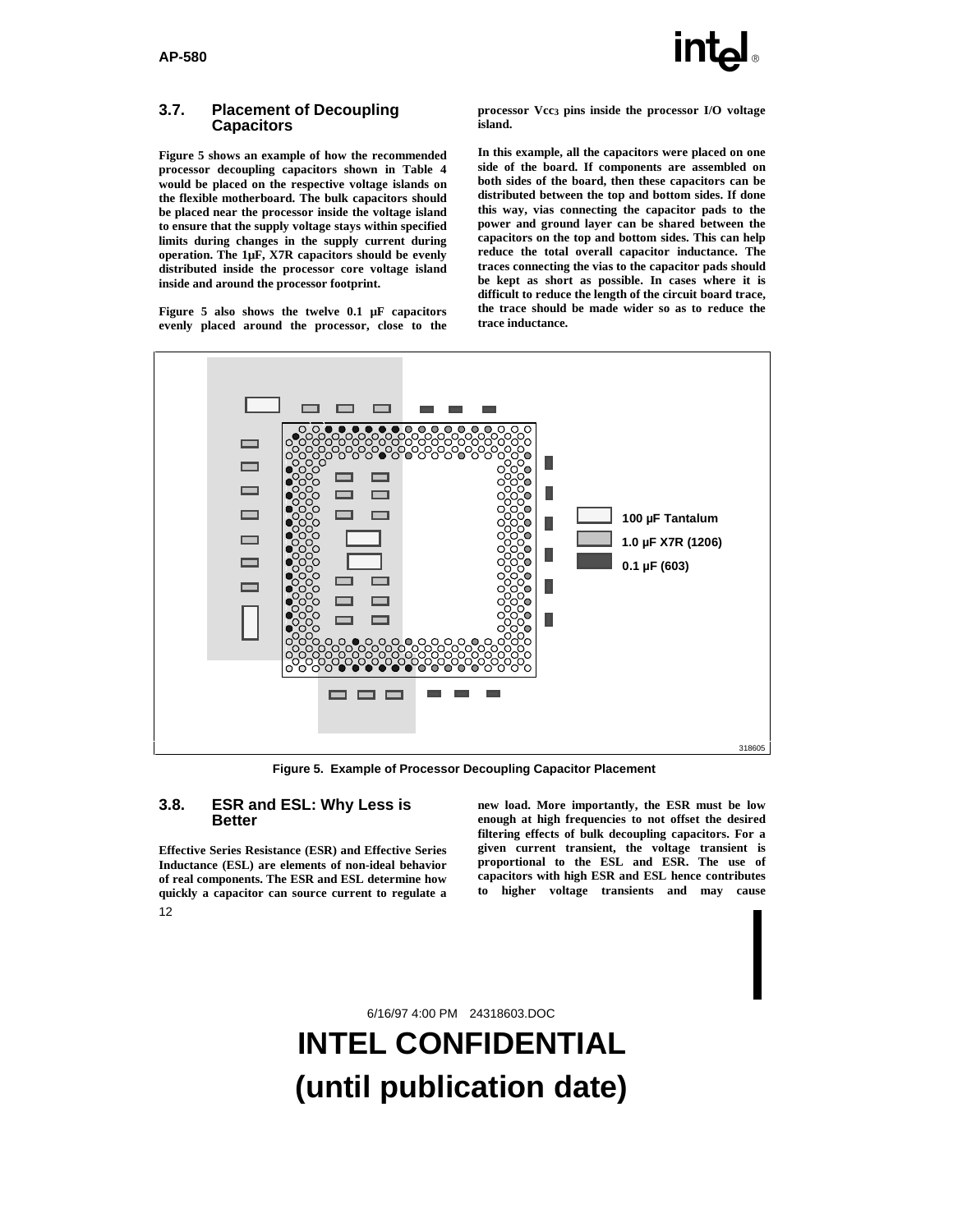## 3.7. Placement of Decoupling Capacitors

**Figure 5 shows an example of how the recommended processor decoupling capacitors shown in Table 4 would be placed on the respective voltage islands on the flexible motherboard. The bulk capacitors should be placed near the processor inside the voltage island to ensure that the supply voltage stays within specified limits during changes in the supply current during operation. The 1µF, X7R capacitors should be evenly distributed inside the processor core voltage island inside and around the processor footprint.**

**Figure 5 also shows the twelve 0.1 µF capacitors evenly placed around the processor, close to the processor $Vcc_3$ pins inside the processor I/O voltage island.**

**In this example, all the capacitors were placed on one side of the board. If components are assembled on both sides of the board, then these capacitors can be distributed between the top and bottom sides. If done this way, vias connecting the capacitor pads to the power and ground layer can be shared between the capacitors on the top and bottom sides. This can help reduce the total overall capacitor inductance. The traces connecting the vias to the capacitor pads should be kept as short as possible. In cases where it is difficult to reduce the length of the circuit board trace, the trace should be made wider so as to reduce the trace inductance.**

100 µF Tantalum

1.0 µF X7R (1206)

0.1 µF (603)

318605

**Figure 5. Example of Processor Decoupling Capacitor Placement**

## 3.8. ESR and ESL: Why Less is Better

**Effective Series Resistance (ESR) and Effective Series Inductance (ESL) are elements of non-ideal behavior of real components. The ESR and ESL determine how quickly a capacitor can source current to regulate a new load. More importantly, the ESR must be low enough at high frequencies to not offset the desired filtering effects of bulk decoupling capacitors. For a given current transient, the voltage transient is proportional to the ESL and ESR. The use of capacitors with high ESR and ESL hence contributes to higher voltage transients and may cause**

6/16/97 4:00 PM 24318603.DOC

**INTEL CONFIDENTIAL**
**(until publication date)**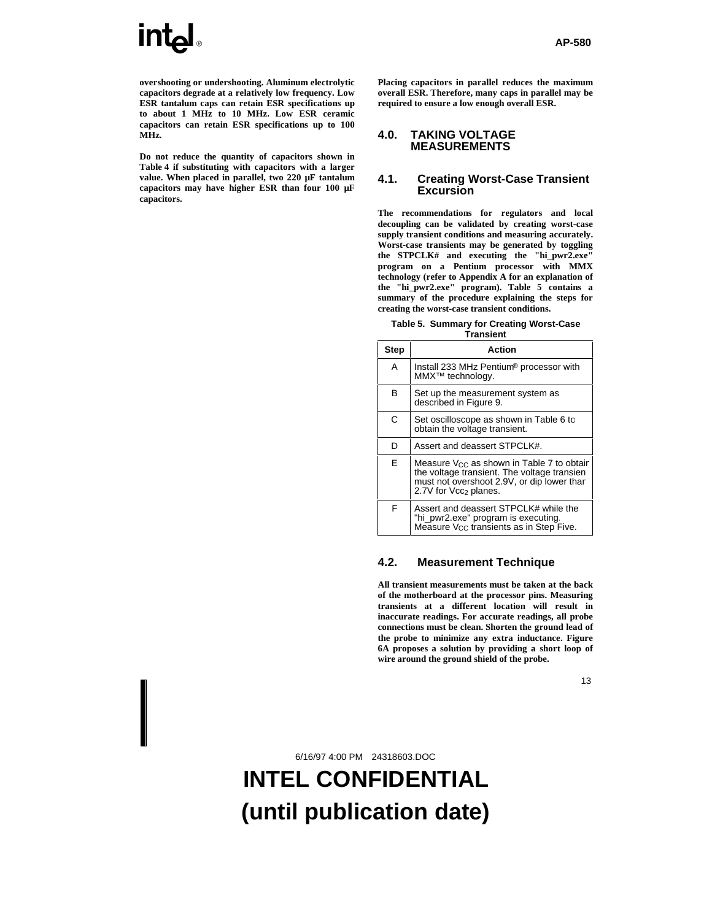overshooting or undershooting. Aluminum electrolytic capacitors degrade at a relatively low frequency. Low ESR tantalum caps can retain ESR specifications up to about 1 MHz to 10 MHz. Low ESR ceramic capacitors can retain ESR specifications up to 100 MHz.

Do not reduce the quantity of capacitors shown in Table 4 if substituting with capacitors with a larger value. When placed in parallel, two 220 µF tantalum capacitors may have higher ESR than four 100 µF capacitors.

Placing capacitors in parallel reduces the maximum overall ESR. Therefore, many caps in parallel may be required to ensure a low enough overall ESR.

## 4.0. TAKING VOLTAGE MEASUREMENTS

### 4.1. Creating Worst-Case Transient Excursion

The recommendations for regulators and local decoupling can be validated by creating worst-case supply transient conditions and measuring accurately. Worst-case transients may be generated by toggling the STPCLK# and executing the "hi_pwr2.exe" program on a Pentium processor with MMX technology (refer to Appendix A for an explanation of the "hi_pwr2.exe" program). Table 5 contains a summary of the procedure explaining the steps for creating the worst-case transient conditions.

**Table 5. Summary for Creating Worst-Case Transient**

| Step | Action |
|---|---|
| A | Install 233 MHz Pentium® processor with MMX™ technology. |
| B | Set up the measurement system as described in Figure 9. |
| C | Set oscilloscope as shown in Table 6 to obtain the voltage transient. |
| D | Assert and deassert STPCLK#. |
| E | Measure $V_{CC}$ as shown in Table 7 to obtain the voltage transient. The voltage transient must not overshoot 2.9V, or dip lower than 2.7V for $Vcc_2$ planes. |
| F | Assert and deassert STPCLK# while the "hi_pwr2.exe" program is executing. Measure $V_{CC}$ transients as in Step Five. |

### 4.2. Measurement Technique

All transient measurements must be taken at the back of the motherboard at the processor pins. Measuring transients at a different location will result in inaccurate readings. For accurate readings, all probe connections must be clean. Shorten the ground lead of the probe to minimize any extra inductance. Figure 6A proposes a solution by providing a short loop of wire around the ground shield of the probe.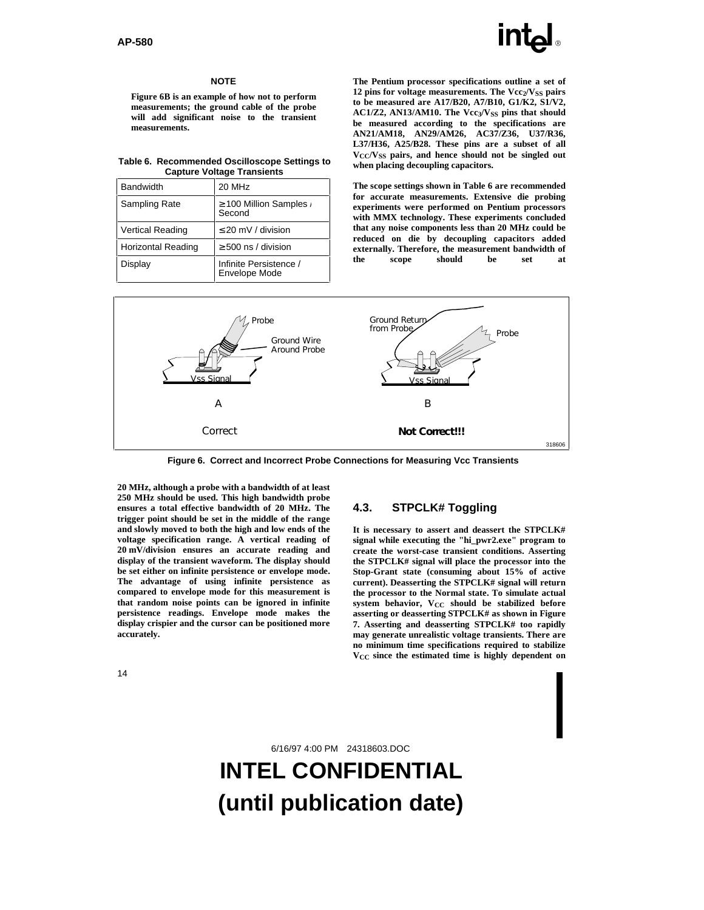**NOTE**

**Figure 6B is an example of how not to perform measurements; the ground cable of the probe will add significant noise to the transient measurements.**

**Table 6. Recommended Oscilloscope Settings to Capture Voltage Transients**

| Bandwidth | 20 MHz |
|---|---|
| Sampling Rate | ≥ 100 Million Samples / Second |
| Vertical Reading | ≤ 20 mV / division |
| Horizontal Reading | ≥ 500 ns / division |
| Display | Infinite Persistence / Envelope Mode |

**The Pentium processor specifications outline a set of 12 pins for voltage measurements. The $V_{CC2}/V_{SS}$ pairs to be measured are A17/B20, A7/B10, G1/K2, S1/V2, AC1/Z2, AN13/AM10. The $V_{CC3}/V_{SS}$ pins that should be measured according to the specifications are AN21/AM18, AN29/AM26, AC37/Z36, U37/R36, L37/H36, A25/B28. These pins are a subset of all $V_{CC}/V_{SS}$ pairs, and hence should not be singled out when placing decoupling capacitors.**

**The scope settings shown in Table 6 are recommended for accurate measurements. Extensive die probing experiments were performed on Pentium processors with MMX technology. These experiments concluded that any noise components less than 20 MHz could be reduced on die by decoupling capacitors added externally. Therefore, the measurement bandwidth of the scope should be set at 20 MHz, although a probe with a bandwidth of at least 250 MHz should be used. This high bandwidth probe ensures a total effective bandwidth of 20 MHz. The trigger point should be set in the middle of the range and slowly moved to both the high and low ends of the voltage specification range. A vertical reading of 20 mV/division ensures an accurate reading and display of the transient waveform. The display should be set either on infinite persistence or envelope mode. The advantage of using infinite persistence as compared to envelope mode for this measurement is that random noise points can be ignored in infinite persistence readings. Envelope mode makes the display crispier and the cursor can be positioned more accurately.**

Probe | Ground Wire Around Probe | Vss Signal | A | Correct

Ground Return from Probe | Probe | Vss Signal | B | **Not Correct!!!**

318606

**Figure 6. Correct and Incorrect Probe Connections for Measuring Vcc Transients**

## 4.3. STPCLK# Toggling

**It is necessary to assert and deassert the STPCLK# signal while executing the "hi_pwr2.exe" program to create the worst-case transient conditions. Asserting the STPCLK# signal will place the processor into the Stop-Grant state (consuming about 15% of active current). Deasserting the STPCLK# signal will return the processor to the Normal state. To simulate actual system behavior, $V_{CC}$ should be stabilized before asserting or deasserting STPCLK# as shown in Figure 7. Asserting and deasserting STPCLK# too rapidly may generate unrealistic voltage transients. There are no minimum time specifications required to stabilize $V_{CC}$ since the estimated time is highly dependent on**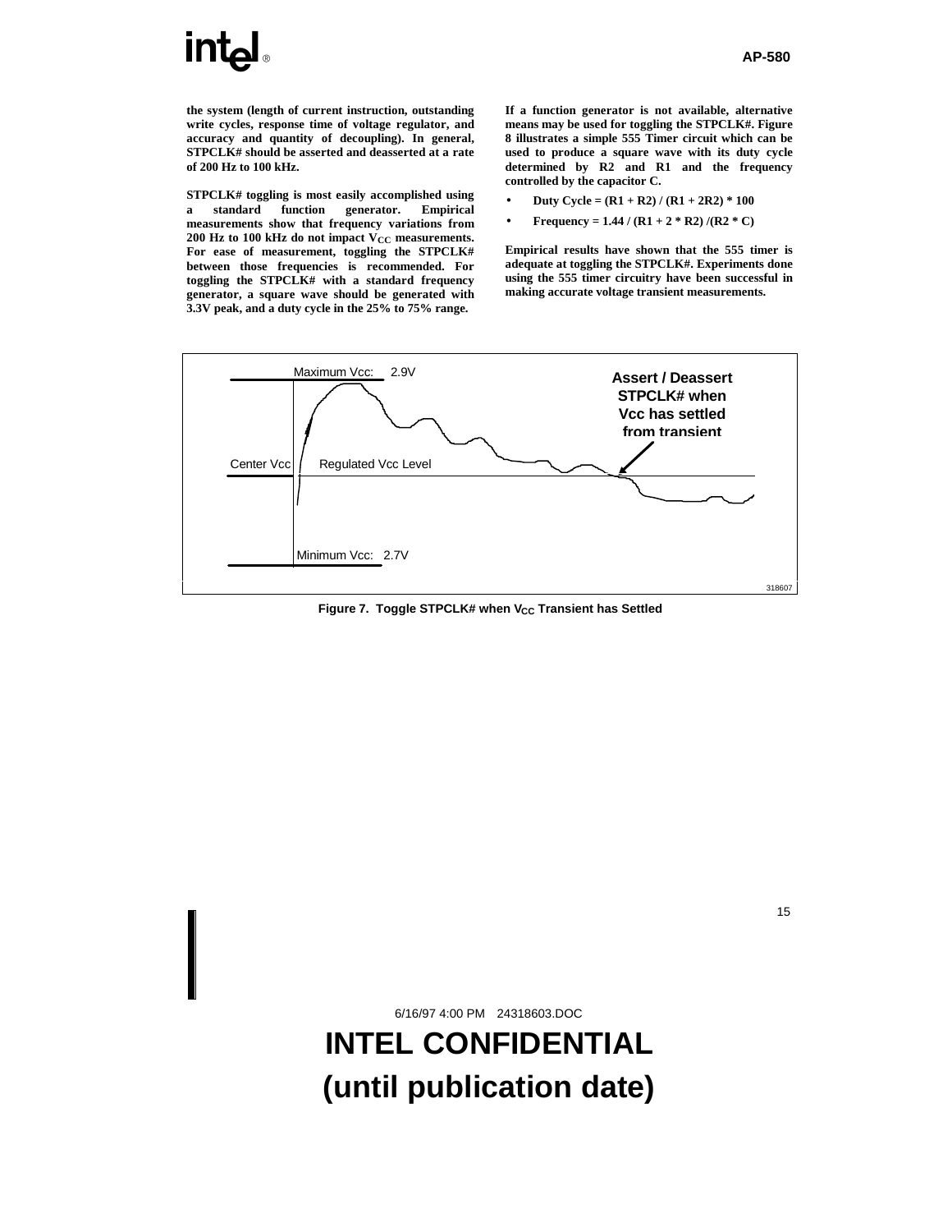the system (length of current instruction, outstanding write cycles, response time of voltage regulator, and accuracy and quantity of decoupling). In general, STPCLK# should be asserted and deasserted at a rate of 200 Hz to 100 kHz.

STPCLK# toggling is most easily accomplished using a standard function generator. Empirical measurements show that frequency variations from 200 Hz to 100 kHz do not impact $V_{CC}$ measurements. For ease of measurement, toggling the STPCLK# between those frequencies is recommended. For toggling the STPCLK# with a standard frequency generator, a square wave should be generated with 3.3V peak, and a duty cycle in the 25% to 75% range.

If a function generator is not available, alternative means may be used for toggling the STPCLK#. Figure 8 illustrates a simple 555 Timer circuit which can be used to produce a square wave with its duty cycle determined by R2 and R1 and the frequency controlled by the capacitor C.

- Duty Cycle = (R1 + R2) / (R1 + 2R2) * 100
- Frequency = 1.44 / (R1 + 2 * R2) /(R2 * C)

Empirical results have shown that the 555 timer is adequate at toggling the STPCLK#. Experiments done using the 555 timer circuitry have been successful in making accurate voltage transient measurements.

Maximum Vcc: 2.9V

Assert / Deassert STPCLK# when Vcc has settled from transient

Center Vcc

Regulated Vcc Level

Minimum Vcc: 2.7V

318607

**Figure 7. Toggle STPCLK# when $V_{CC}$ Transient has Settled**

6/16/97 4:00 PM 24318603.DOC

**INTEL CONFIDENTIAL**
**(until publication date)**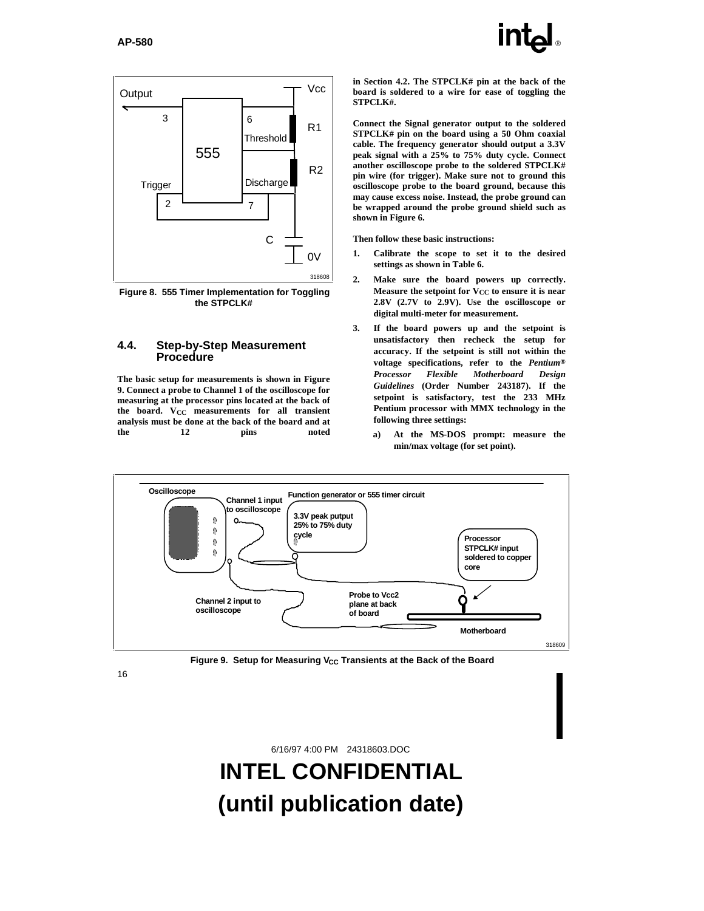Figure 8. 555 Timer Implementation for Toggling the STPCLK#

### 4.4. Step-by-Step Measurement Procedure

**The basic setup for measurements is shown in Figure 9. Connect a probe to Channel 1 of the oscilloscope for measuring at the processor pins located at the back of the board. $V_{CC}$ measurements for all transient analysis must be done at the back of the board and at the 12 pins noted in Section 4.2. The STPCLK# pin at the back of the board is soldered to a wire for ease of toggling the STPCLK#.**

**Connect the Signal generator output to the soldered STPCLK# pin on the board using a 50 Ohm coaxial cable. The frequency generator should output a 3.3V peak signal with a 25% to 75% duty cycle. Connect another oscilloscope probe to the soldered STPCLK# pin wire (for trigger). Make sure not to ground this oscilloscope probe to the board ground, because this may cause excess noise. Instead, the probe ground can be wrapped around the probe ground shield such as shown in Figure 6.**

**Then follow these basic instructions:**

1. **Calibrate the scope to set it to the desired settings as shown in Table 6.**
2. **Make sure the board powers up correctly. Measure the setpoint for $V_{CC}$ to ensure it is near 2.8V (2.7V to 2.9V). Use the oscilloscope or digital multi-meter for measurement.**
3. **If the board powers up and the setpoint is unsatisfactory then recheck the setup for accuracy. If the setpoint is still not within the voltage specifications, refer to the *Pentium® Processor Flexible Motherboard Design Guidelines* (Order Number 243187). If the setpoint is satisfactory, test the 233 MHz Pentium processor with MMX technology in the following three settings:**
   a) **At the MS-DOS prompt: measure the min/max voltage (for set point).**

Figure 9. Setup for Measuring $V_{CC}$ Transients at the Back of the Board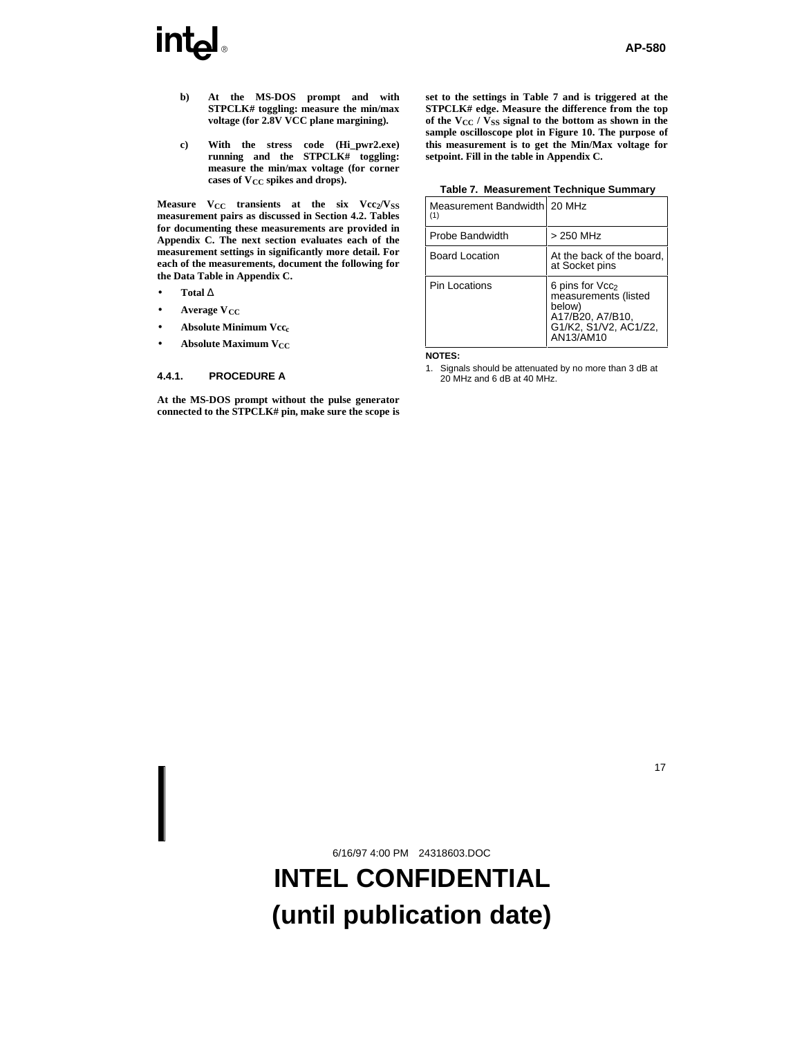**b) At the MS-DOS prompt and with STPCLK# toggling: measure the min/max voltage (for 2.8V VCC plane margining).**

**c) With the stress code (Hi_pwr2.exe) running and the STPCLK# toggling: measure the min/max voltage (for corner cases of $V_{CC}$ spikes and drops).**

**Measure $V_{CC}$ transients at the six $Vcc_2/V_{SS}$ measurement pairs as discussed in Section 4.2. Tables for documenting these measurements are provided in Appendix C. The next section evaluates each of the measurement settings in significantly more detail. For each of the measurements, document the following for the Data Table in Appendix C.**

- **Total Δ**
- **Average $V_{CC}$**
- **Absolute Minimum $Vcc_c$**
- **Absolute Maximum $V_{CC}$**

### 4.4.1. PROCEDURE A

**At the MS-DOS prompt without the pulse generator connected to the STPCLK# pin, make sure the scope is set to the settings in Table 7 and is triggered at the STPCLK# edge. Measure the difference from the top of the $V_{CC}$ / $V_{SS}$ signal to the bottom as shown in the sample oscilloscope plot in Figure 10. The purpose of this measurement is to get the Min/Max voltage for setpoint. Fill in the table in Appendix C.**

**Table 7. Measurement Technique Summary**

| | |
|---|---|
| Measurement Bandwidth (1) | 20 MHz |
| Probe Bandwidth | > 250 MHz |
| Board Location | At the back of the board, at Socket pins |
| Pin Locations | 6 pins for $Vcc_2$ measurements (listed below) A17/B20, A7/B10, G1/K2, S1/V2, AC1/Z2, AN13/AM10 |

**NOTES:**

1. Signals should be attenuated by no more than 3 dB at 20 MHz and 6 dB at 40 MHz.

6/16/97 4:00 PM 24318603.DOC

**INTEL CONFIDENTIAL (until publication date)**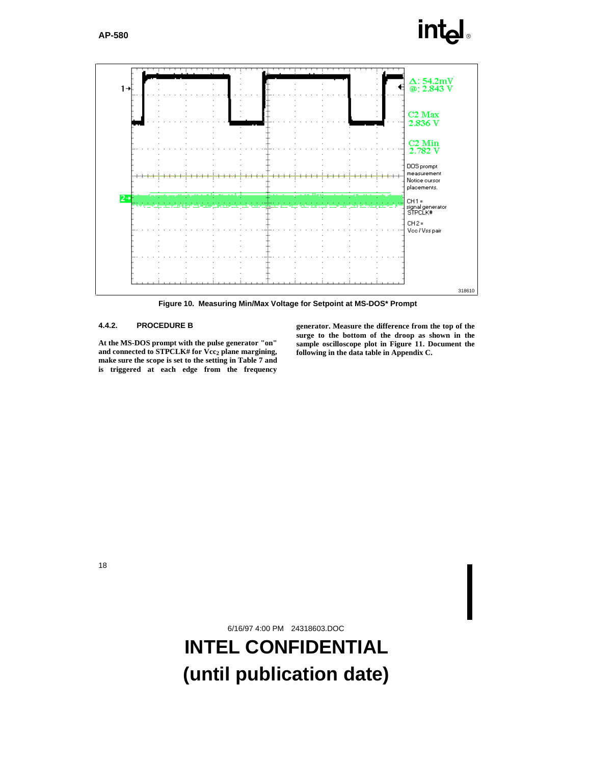Δ: 54.2mV
@: 2.843 V

C2 Max
2.836 V

C2 Min
2.782 V

DOS prompt measurement Notice cursor placements.

CH1 = signal generator STPCLK#

CH2 = Vcc / Vss pair

318610

**Figure 10. Measuring Min/Max Voltage for Setpoint at MS-DOS* Prompt**

### 4.4.2. PROCEDURE B

**At the MS-DOS prompt with the pulse generator "on" and connected to STPCLK# for $V_{CC2}$ plane margining, make sure the scope is set to the setting in Table 7 and is triggered at each edge from the frequency generator. Measure the difference from the top of the surge to the bottom of the droop as shown in the sample oscilloscope plot in Figure 11. Document the following in the data table in Appendix C.**

6/16/97 4:00 PM 24318603.DOC

**INTEL CONFIDENTIAL (until publication date)**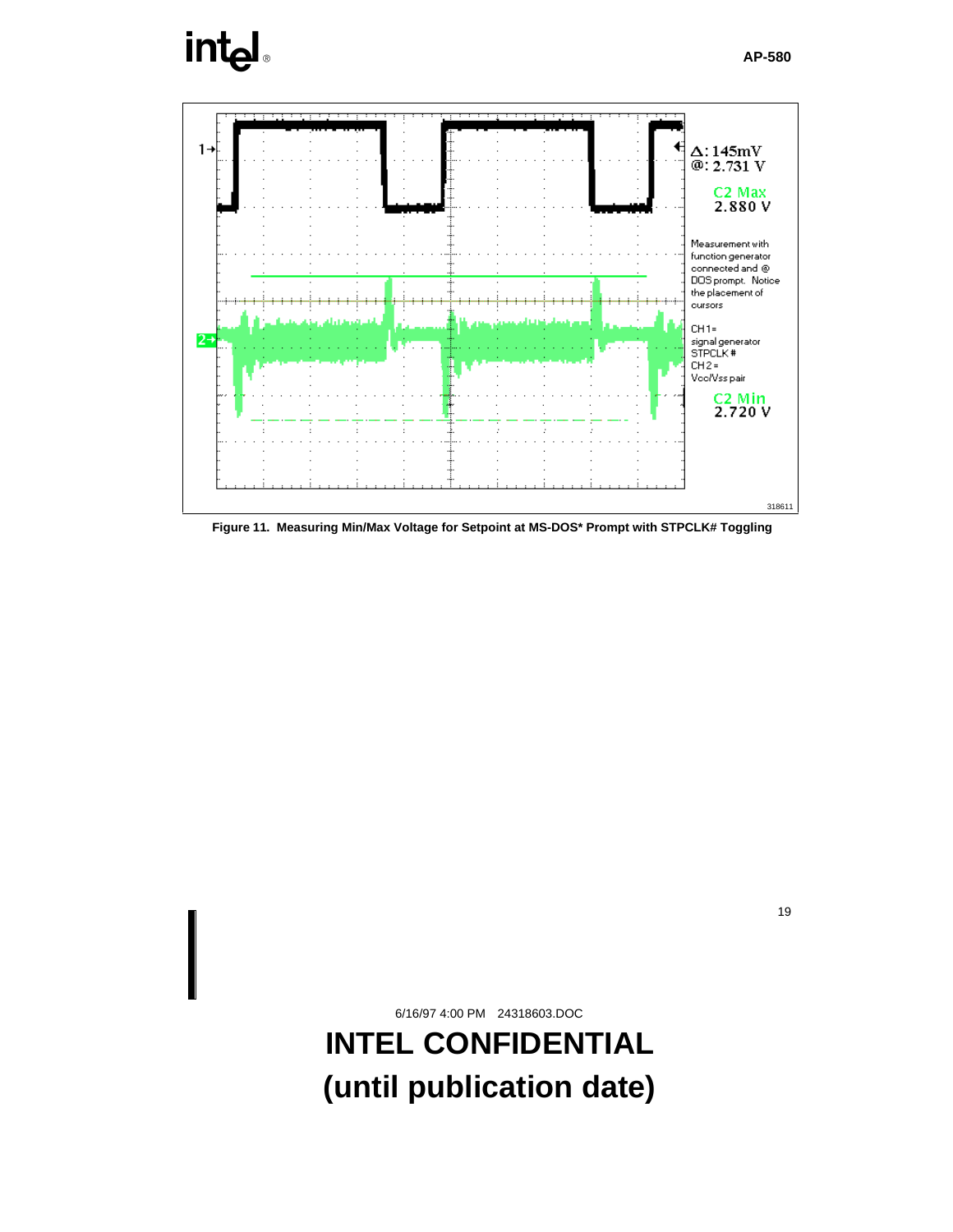Δ: 145mV
@: 2.731 V

C2 Max
2.880 V

Measurement with function generator connected and @ DOS prompt. Notice the placement of cursors

CH1= signal generator STPCLK#
CH2= Vcc/Vss pair

C2 Min
2.720 V

318611

**Figure 11. Measuring Min/Max Voltage for Setpoint at MS-DOS* Prompt with STPCLK# Toggling**

6/16/97 4:00 PM 24318603.DOC

**INTEL CONFIDENTIAL**
**(until publication date)**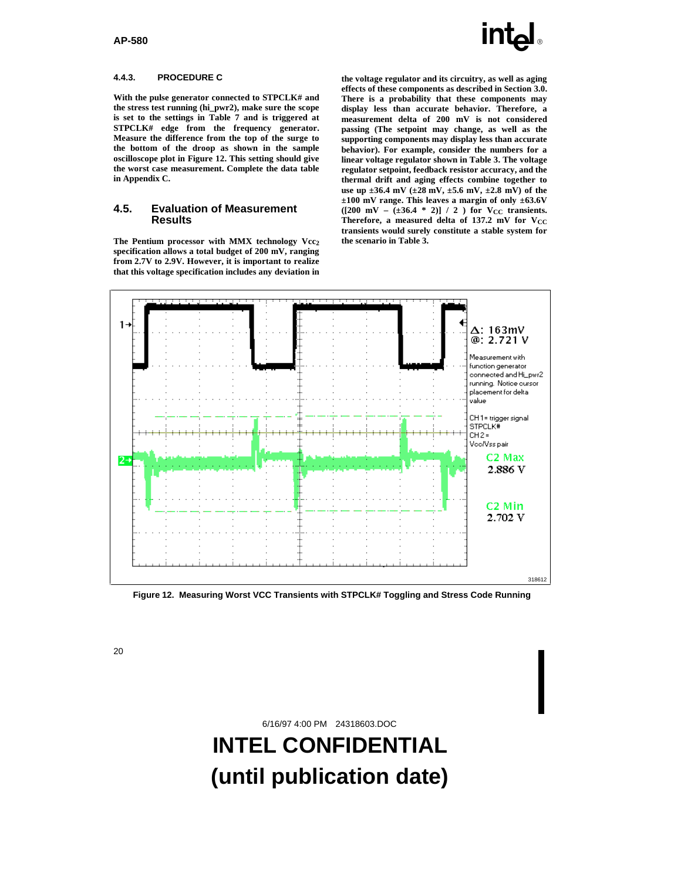#### 4.4.3. PROCEDURE C

**With the pulse generator connected to STPCLK# and the stress test running (hi_pwr2), make sure the scope is set to the settings in Table 7 and is triggered at STPCLK# edge from the frequency generator. Measure the difference from the top of the surge to the bottom of the droop as shown in the sample oscilloscope plot in Figure 12. This setting should give the worst case measurement. Complete the data table in Appendix C.**

### 4.5. Evaluation of Measurement Results

**The Pentium processor with MMX technology $Vcc_2$ specification allows a total budget of 200 mV, ranging from 2.7V to 2.9V. However, it is important to realize that this voltage specification includes any deviation in the voltage regulator and its circuitry, as well as aging effects of these components as described in Section 3.0. There is a probability that these components may display less than accurate behavior. Therefore, a measurement delta of 200 mV is not considered passing (The setpoint may change, as well as the supporting components may display less than accurate behavior). For example, consider the numbers for a linear voltage regulator shown in Table 3. The voltage regulator setpoint, feedback resistor accuracy, and the thermal drift and aging effects combine together to use up ±36.4 mV (±28 mV, ±5.6 mV, ±2.8 mV) of the ±100 mV range. This leaves a margin of only ±63.6V ([200 mV – (±36.4 * 2)] / 2 ) for $V_{CC}$ transients. Therefore, a measured delta of 137.2 mV for $V_{CC}$ transients would surely constitute a stable system for the scenario in Table 3.**

Δ: 163mV
@: 2.721 V

Measurement with function generator connected and Hi_pwr2 running. Notice cursor placement for delta value

CH1= trigger signal STPCLK#
CH2 = Vcc/Vss pair

C2 Max 2.886 V

C2 Min 2.702 V

318612

**Figure 12. Measuring Worst VCC Transients with STPCLK# Toggling and Stress Code Running**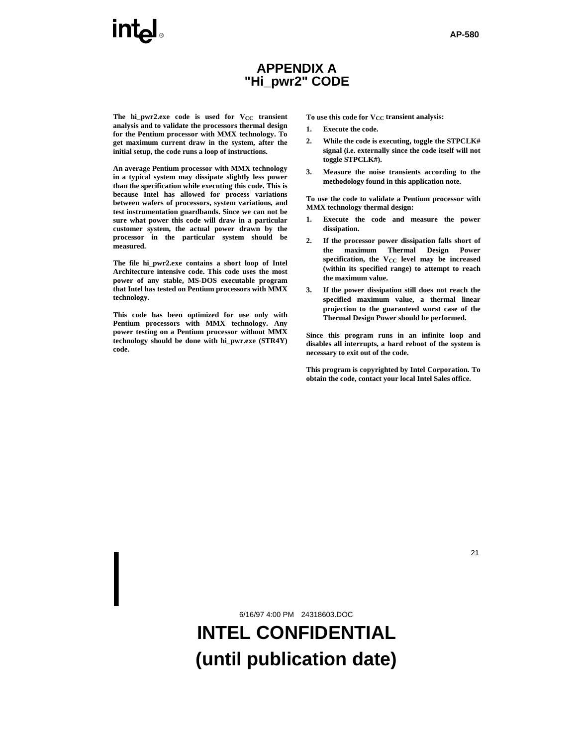# APPENDIX A
# "Hi_pwr2" CODE

The hi_pwr2.exe code is used for $V_{CC}$ transient analysis and to validate the processors thermal design for the Pentium processor with MMX technology. To get maximum current draw in the system, after the initial setup, the code runs a loop of instructions.

An average Pentium processor with MMX technology in a typical system may dissipate slightly less power than the specification while executing this code. This is because Intel has allowed for process variations between wafers of processors, system variations, and test instrumentation guardbands. Since we can not be sure what power this code will draw in a particular customer system, the actual power drawn by the processor in the particular system should be measured.

The file hi_pwr2.exe contains a short loop of Intel Architecture intensive code. This code uses the most power of any stable, MS-DOS executable program that Intel has tested on Pentium processors with MMX technology.

This code has been optimized for use only with Pentium processors with MMX technology. Any power testing on a Pentium processor without MMX technology should be done with hi_pwr.exe (STR4Y) code.

To use this code for $V_{CC}$ transient analysis:

1. Execute the code.
2. While the code is executing, toggle the STPCLK# signal (i.e. externally since the code itself will not toggle STPCLK#).
3. Measure the noise transients according to the methodology found in this application note.

To use the code to validate a Pentium processor with MMX technology thermal design:

1. Execute the code and measure the power dissipation.
2. If the processor power dissipation falls short of the maximum Thermal Design Power specification, the $V_{CC}$ level may be increased (within its specified range) to attempt to reach the maximum value.
3. If the power dissipation still does not reach the specified maximum value, a thermal linear projection to the guaranteed worst case of the Thermal Design Power should be performed.

Since this program runs in an infinite loop and disables all interrupts, a hard reboot of the system is necessary to exit out of the code.

This program is copyrighted by Intel Corporation. To obtain the code, contact your local Intel Sales office.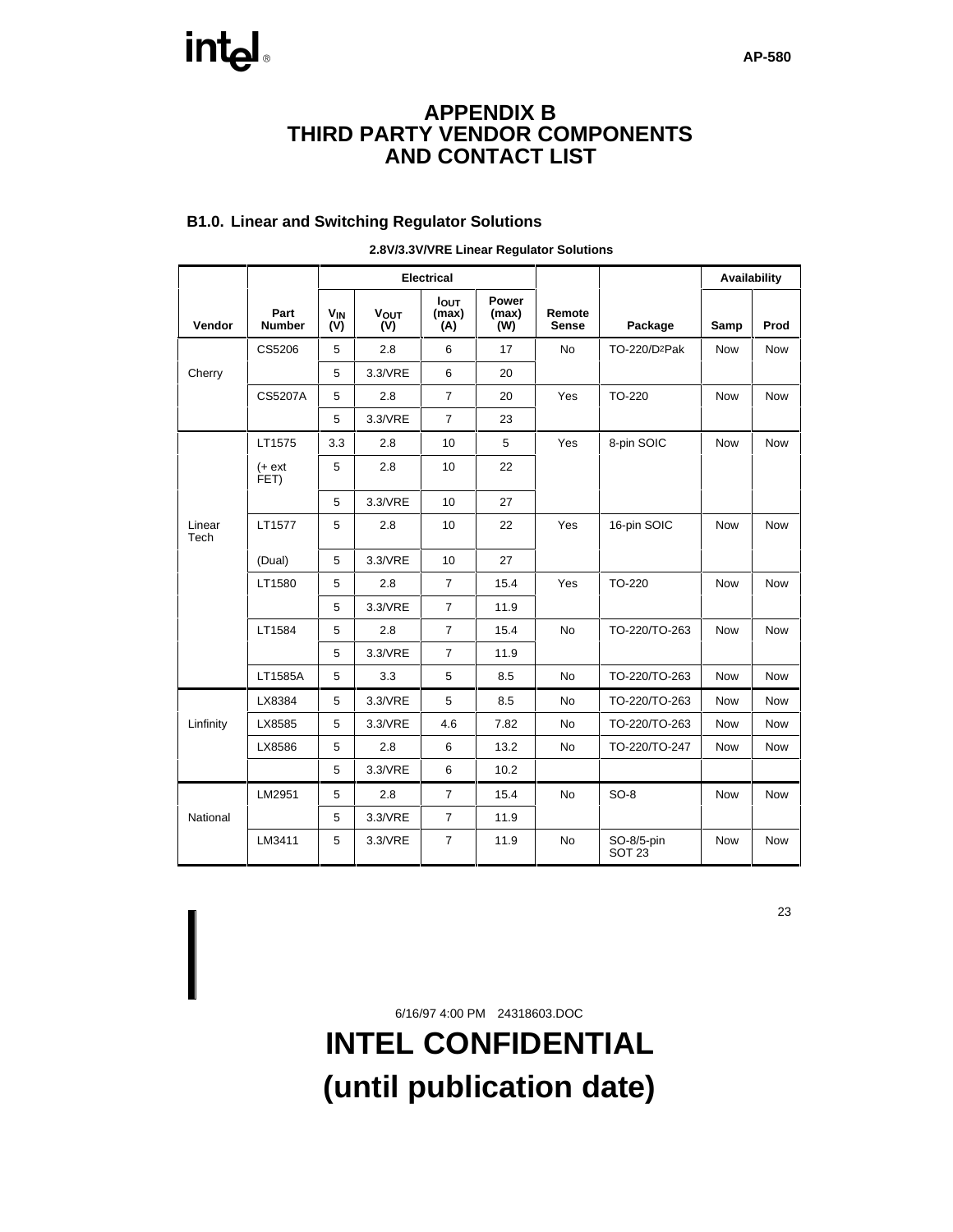# APPENDIX B
# THIRD PARTY VENDOR COMPONENTS AND CONTACT LIST

## B1.0. Linear and Switching Regulator Solutions

**2.8V/3.3V/VRE Linear Regulator Solutions**

| | | Electrical | | | | | | Availability | |
|---|---|---|---|---|---|---|---|---|---|
| Vendor | Part Number | $V_{IN}$ (V) | $V_{OUT}$ (V) | $I_{OUT}$ (max) (A) | Power (max) (W) | Remote Sense | Package | Samp | Prod |
| Cherry | CS5206 | 5 | 2.8 | 6 | 17 | No | TO-220/D2Pak | Now | Now |
| | | 5 | 3.3/VRE | 6 | 20 | | | | |
| | CS5207A | 5 | 2.8 | 7 | 20 | Yes | TO-220 | Now | Now |
| | | 5 | 3.3/VRE | 7 | 23 | | | | |
| Linear Tech | LT1575 | 3.3 | 2.8 | 10 | 5 | Yes | 8-pin SOIC | Now | Now |
| | (+ ext FET) | 5 | 2.8 | 10 | 22 | | | | |
| | | 5 | 3.3/VRE | 10 | 27 | | | | |
| | LT1577 | 5 | 2.8 | 10 | 22 | Yes | 16-pin SOIC | Now | Now |
| | (Dual) | 5 | 3.3/VRE | 10 | 27 | | | | |
| | LT1580 | 5 | 2.8 | 7 | 15.4 | Yes | TO-220 | Now | Now |
| | | 5 | 3.3/VRE | 7 | 11.9 | | | | |
| | LT1584 | 5 | 2.8 | 7 | 15.4 | No | TO-220/TO-263 | Now | Now |
| | | 5 | 3.3/VRE | 7 | 11.9 | | | | |
| | LT1585A | 5 | 3.3 | 5 | 8.5 | No | TO-220/TO-263 | Now | Now |
| Linfinity | LX8384 | 5 | 3.3/VRE | 5 | 8.5 | No | TO-220/TO-263 | Now | Now |
| | LX8585 | 5 | 3.3/VRE | 4.6 | 7.82 | No | TO-220/TO-263 | Now | Now |
| | LX8586 | 5 | 2.8 | 6 | 13.2 | No | TO-220/TO-247 | Now | Now |
| | | 5 | 3.3/VRE | 6 | 10.2 | | | | |
| National | LM2951 | 5 | 2.8 | 7 | 15.4 | No | SO-8 | Now | Now |
| | | 5 | 3.3/VRE | 7 | 11.9 | | | | |
| | LM3411 | 5 | 3.3/VRE | 7 | 11.9 | No | SO-8/5-pin SOT 23 | Now | Now |

6/16/97 4:00 PM 24318603.DOC

**INTEL CONFIDENTIAL**
**(until publication date)**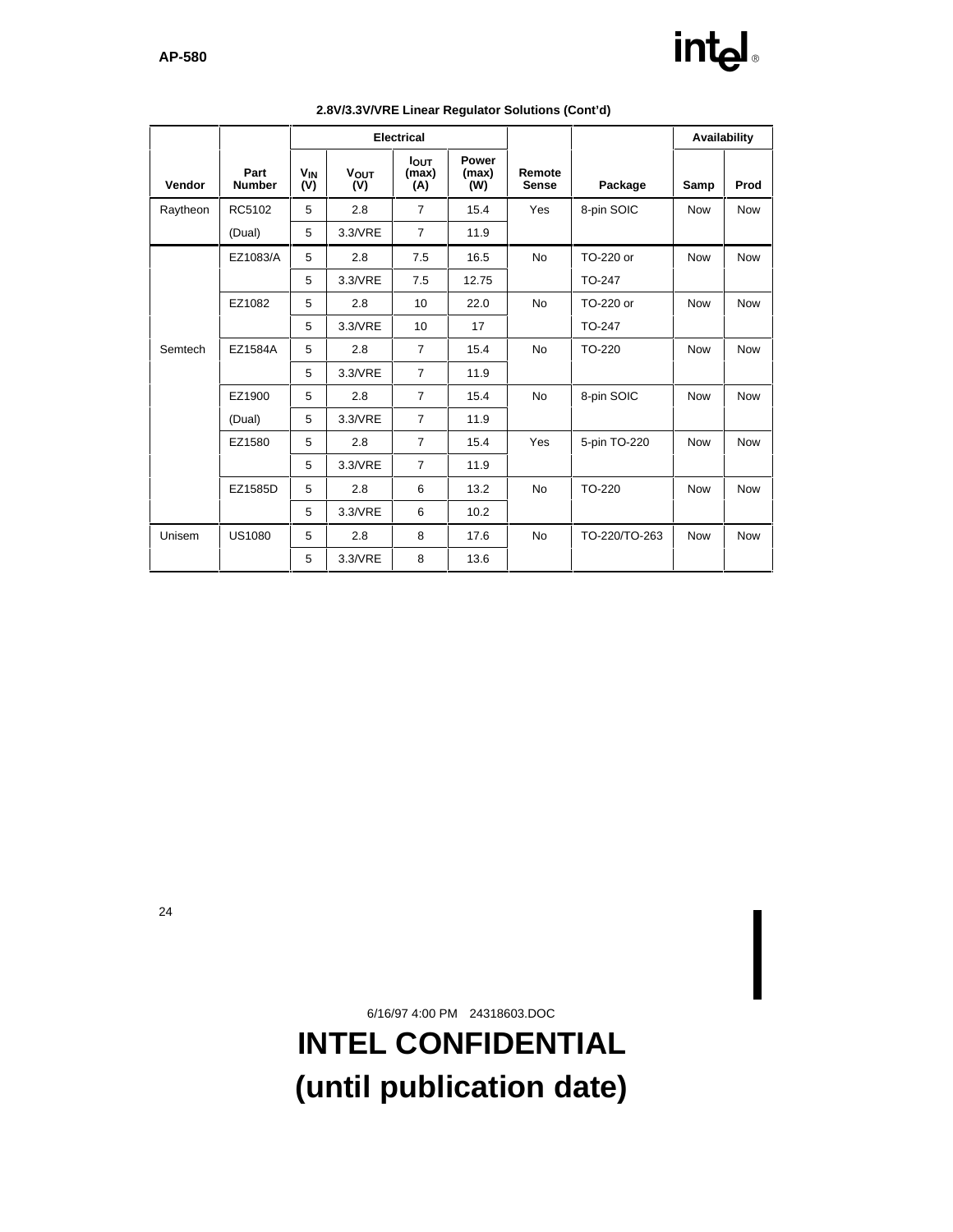**2.8V/3.3V/VRE Linear Regulator Solutions (Cont'd)**

| | | Electrical | | | | | | Availability | |
|---|---|---|---|---|---|---|---|---|---|
| Vendor | Part Number | $V_{IN}$ (V) | $V_{OUT}$ (V) | $I_{OUT}$ (max) (A) | Power (max) (W) | Remote Sense | Package | Samp | Prod |
| Raytheon | RC5102 | 5 | 2.8 | 7 | 15.4 | Yes | 8-pin SOIC | Now | Now |
| | (Dual) | 5 | 3.3/VRE | 7 | 11.9 | | | | |
| Semtech | EZ1083/A | 5 | 2.8 | 7.5 | 16.5 | No | TO-220 or | Now | Now |
| | | 5 | 3.3/VRE | 7.5 | 12.75 | | TO-247 | | |
| | EZ1082 | 5 | 2.8 | 10 | 22.0 | No | TO-220 or | Now | Now |
| | | 5 | 3.3/VRE | 10 | 17 | | TO-247 | | |
| | EZ1584A | 5 | 2.8 | 7 | 15.4 | No | TO-220 | Now | Now |
| | | 5 | 3.3/VRE | 7 | 11.9 | | | | |
| | EZ1900 | 5 | 2.8 | 7 | 15.4 | No | 8-pin SOIC | Now | Now |
| | (Dual) | 5 | 3.3/VRE | 7 | 11.9 | | | | |
| | EZ1580 | 5 | 2.8 | 7 | 15.4 | Yes | 5-pin TO-220 | Now | Now |
| | | 5 | 3.3/VRE | 7 | 11.9 | | | | |
| | EZ1585D | 5 | 2.8 | 6 | 13.2 | No | TO-220 | Now | Now |
| | | 5 | 3.3/VRE | 6 | 10.2 | | | | |
| Unisem | US1080 | 5 | 2.8 | 8 | 17.6 | No | TO-220/TO-263 | Now | Now |
| | | 5 | 3.3/VRE | 8 | 13.6 | | | | |

6/16/97 4:00 PM 24318603.DOC

**INTEL CONFIDENTIAL**
**(until publication date)**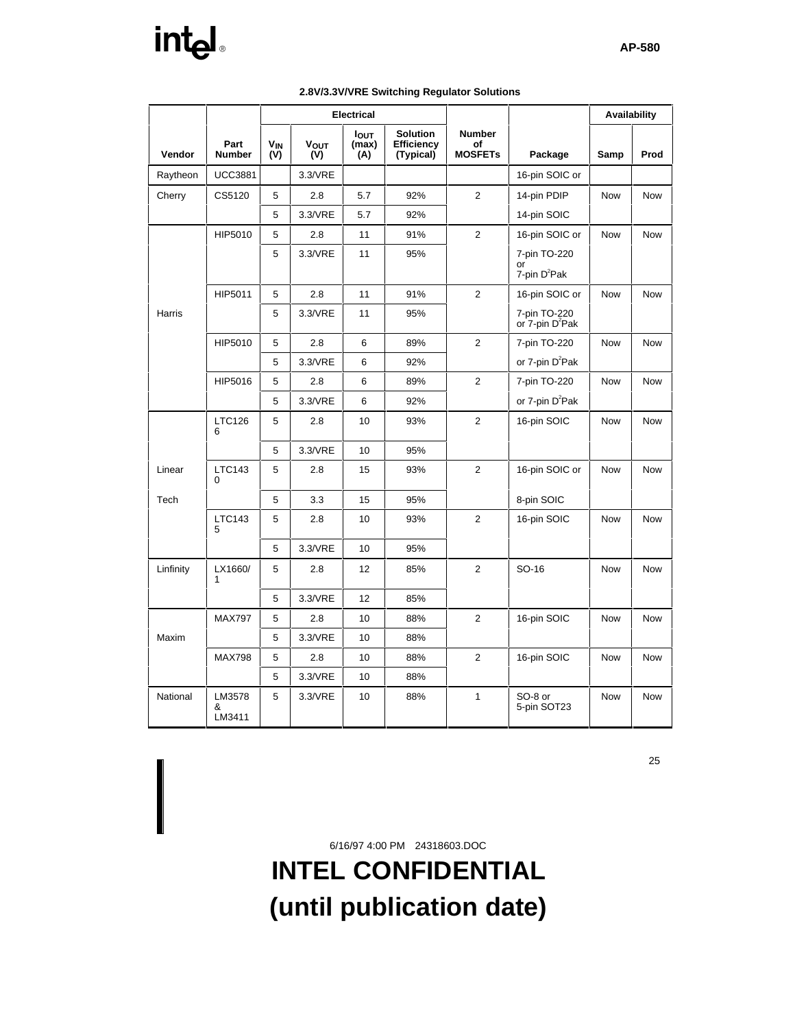**2.8V/3.3V/VRE Switching Regulator Solutions**

| | | Electrical | | | | | | Availability | |
|---|---|---|---|---|---|---|---|---|---|
| Vendor | Part Number | $V_{IN}$ (V) | $V_{OUT}$ (V) | $I_{OUT}$ (max) (A) | Solution Efficiency (Typical) | Number of MOSFETs | Package | Samp | Prod |
| Raytheon | UCC3881 | | 3.3/VRE | | | | 16-pin SOIC or | | |
| Cherry | CS5120 | 5 | 2.8 | 5.7 | 92% | 2 | 14-pin PDIP | Now | Now |
| | | 5 | 3.3/VRE | 5.7 | 92% | | 14-pin SOIC | | |
| | HIP5010 | 5 | 2.8 | 11 | 91% | 2 | 16-pin SOIC or | Now | Now |
| | | 5 | 3.3/VRE | 11 | 95% | | 7-pin TO-220 or 7-pin D$^2$Pak | | |
| | HIP5011 | 5 | 2.8 | 11 | 91% | 2 | 16-pin SOIC or | Now | Now |
| Harris | | 5 | 3.3/VRE | 11 | 95% | | 7-pin TO-220 or 7-pin D$^2$Pak | | |
| | HIP5010 | 5 | 2.8 | 6 | 89% | 2 | 7-pin TO-220 | Now | Now |
| | | 5 | 3.3/VRE | 6 | 92% | | or 7-pin D$^2$Pak | | |
| | HIP5016 | 5 | 2.8 | 6 | 89% | 2 | 7-pin TO-220 | Now | Now |
| | | 5 | 3.3/VRE | 6 | 92% | | or 7-pin D$^2$Pak | | |
| | LTC1266 | 5 | 2.8 | 10 | 93% | 2 | 16-pin SOIC | Now | Now |
| | | 5 | 3.3/VRE | 10 | 95% | | | | |
| Linear | LTC1430 | 5 | 2.8 | 15 | 93% | 2 | 16-pin SOIC or | Now | Now |
| Tech | | 5 | 3.3 | 15 | 95% | | 8-pin SOIC | | |
| | LTC1435 | 5 | 2.8 | 10 | 93% | 2 | 16-pin SOIC | Now | Now |
| | | 5 | 3.3/VRE | 10 | 95% | | | | |
| Linfinity | LX1660/1 | 5 | 2.8 | 12 | 85% | 2 | SO-16 | Now | Now |
| | | 5 | 3.3/VRE | 12 | 85% | | | | |
| | MAX797 | 5 | 2.8 | 10 | 88% | 2 | 16-pin SOIC | Now | Now |
| Maxim | | 5 | 3.3/VRE | 10 | 88% | | | | |
| | MAX798 | 5 | 2.8 | 10 | 88% | 2 | 16-pin SOIC | Now | Now |
| | | 5 | 3.3/VRE | 10 | 88% | | | | |
| National | LM3578 & LM3411 | 5 | 3.3/VRE | 10 | 88% | 1 | SO-8 or 5-pin SOT23 | Now | Now |

6/16/97 4:00 PM 24318603.DOC

**INTEL CONFIDENTIAL**
**(until publication date)**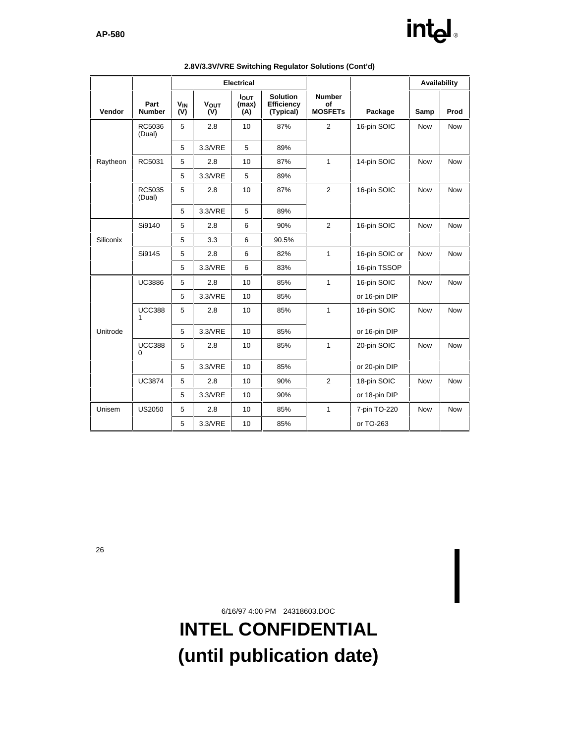**2.8V/3.3V/VRE Switching Regulator Solutions (Cont'd)**

| | | Electrical | | | | | | Availability | |
|---|---|---|---|---|---|---|---|---|---|
| Vendor | Part Number | $V_{IN}$ (V) | $V_{OUT}$ (V) | $I_{OUT}$ (max) (A) | Solution Efficiency (Typical) | Number of MOSFETs | Package | Samp | Prod |
| Raytheon | RC5036 (Dual) | 5 | 2.8 | 10 | 87% | 2 | 16-pin SOIC | Now | Now |
| | | 5 | 3.3/VRE | 5 | 89% | | | | |
| | RC5031 | 5 | 2.8 | 10 | 87% | 1 | 14-pin SOIC | Now | Now |
| | | 5 | 3.3/VRE | 5 | 89% | | | | |
| | RC5035 (Dual) | 5 | 2.8 | 10 | 87% | 2 | 16-pin SOIC | Now | Now |
| | | 5 | 3.3/VRE | 5 | 89% | | | | |
| Siliconix | Si9140 | 5 | 2.8 | 6 | 90% | 2 | 16-pin SOIC | Now | Now |
| | | 5 | 3.3 | 6 | 90.5% | | | | |
| | Si9145 | 5 | 2.8 | 6 | 82% | 1 | 16-pin SOIC or | Now | Now |
| | | 5 | 3.3/VRE | 6 | 83% | | 16-pin TSSOP | | |
| Unitrode | UC3886 | 5 | 2.8 | 10 | 85% | 1 | 16-pin SOIC | Now | Now |
| | | 5 | 3.3/VRE | 10 | 85% | | or 16-pin DIP | | |
| | UCC3881 | 5 | 2.8 | 10 | 85% | 1 | 16-pin SOIC | Now | Now |
| | | 5 | 3.3/VRE | 10 | 85% | | or 16-pin DIP | | |
| | UCC3880 | 5 | 2.8 | 10 | 85% | 1 | 20-pin SOIC | Now | Now |
| | | 5 | 3.3/VRE | 10 | 85% | | or 20-pin DIP | | |
| | UC3874 | 5 | 2.8 | 10 | 90% | 2 | 18-pin SOIC | Now | Now |
| | | 5 | 3.3/VRE | 10 | 90% | | or 18-pin DIP | | |
| Unisem | US2050 | 5 | 2.8 | 10 | 85% | 1 | 7-pin TO-220 | Now | Now |
| | | 5 | 3.3/VRE | 10 | 85% | | or TO-263 | | |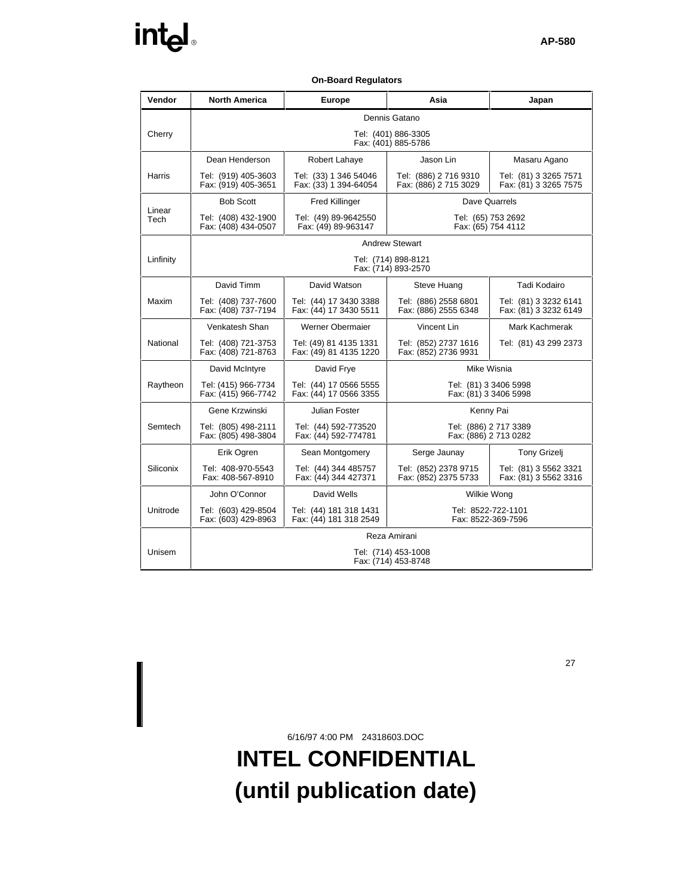**On-Board Regulators**

| Vendor | North America | Europe | Asia | Japan |
|---|---|---|---|---|
| Cherry | Dennis Gatano<br>Tel: (401) 886-3305<br>Fax: (401) 885-5786 | | | |
| Harris | Dean Henderson<br>Tel: (919) 405-3603<br>Fax: (919) 405-3651 | Robert Lahaye<br>Tel: (33) 1 346 54046<br>Fax: (33) 1 394-64054 | Jason Lin<br>Tel: (886) 2 716 9310<br>Fax: (886) 2 715 3029 | Masaru Agano<br>Tel: (81) 3 3265 7571<br>Fax: (81) 3 3265 7575 |
| Linear Tech | Bob Scott<br>Tel: (408) 432-1900<br>Fax: (408) 434-0507 | Fred Killinger<br>Tel: (49) 89-9642550<br>Fax: (49) 89-963147 | Dave Quarrels<br>Tel: (65) 753 2692<br>Fax: (65) 754 4112 | |
| Linfinity | Andrew Stewart<br>Tel: (714) 898-8121<br>Fax: (714) 893-2570 | | | |
| Maxim | David Timm<br>Tel: (408) 737-7600<br>Fax: (408) 737-7194 | David Watson<br>Tel: (44) 17 3430 3388<br>Fax: (44) 17 3430 5511 | Steve Huang<br>Tel: (886) 2558 6801<br>Fax: (886) 2555 6348 | Tadi Kodairo<br>Tel: (81) 3 3232 6141<br>Fax: (81) 3 3232 6149 |
| National | Venkatesh Shan<br>Tel: (408) 721-3753<br>Fax: (408) 721-8763 | Werner Obermaier<br>Tel: (49) 81 4135 1331<br>Fax: (49) 81 4135 1220 | Vincent Lin<br>Tel: (852) 2737 1616<br>Fax: (852) 2736 9931 | Mark Kachmerak<br>Tel: (81) 43 299 2373 |
| Raytheon | David McIntyre<br>Tel: (415) 966-7734<br>Fax: (415) 966-7742 | David Frye<br>Tel: (44) 17 0566 5555<br>Fax: (44) 17 0566 3355 | Mike Wisnia<br>Tel: (81) 3 3406 5998<br>Fax: (81) 3 3406 5998 | |
| Semtech | Gene Krzwinski<br>Tel: (805) 498-2111<br>Fax: (805) 498-3804 | Julian Foster<br>Tel: (44) 592-773520<br>Fax: (44) 592-774781 | Kenny Pai<br>Tel: (886) 2 717 3389<br>Fax: (886) 2 713 0282 | |
| Siliconix | Erik Ogren<br>Tel: 408-970-5543<br>Fax: 408-567-8910 | Sean Montgomery<br>Tel: (44) 344 485757<br>Fax: (44) 344 427371 | Serge Jaunay<br>Tel: (852) 2378 9715<br>Fax: (852) 2375 5733 | Tony Grizelj<br>Tel: (81) 3 5562 3321<br>Fax: (81) 3 5562 3316 |
| Unitrode | John O'Connor<br>Tel: (603) 429-8504<br>Fax: (603) 429-8963 | David Wells<br>Tel: (44) 181 318 1431<br>Fax: (44) 181 318 2549 | Wilkie Wong<br>Tel: 8522-722-1101<br>Fax: 8522-369-7596 | |
| Unisem | Reza Amirani<br>Tel: (714) 453-1008<br>Fax: (714) 453-8748 | | | |

6/16/97 4:00 PM 24318603.DOC

**INTEL CONFIDENTIAL**
**(until publication date)**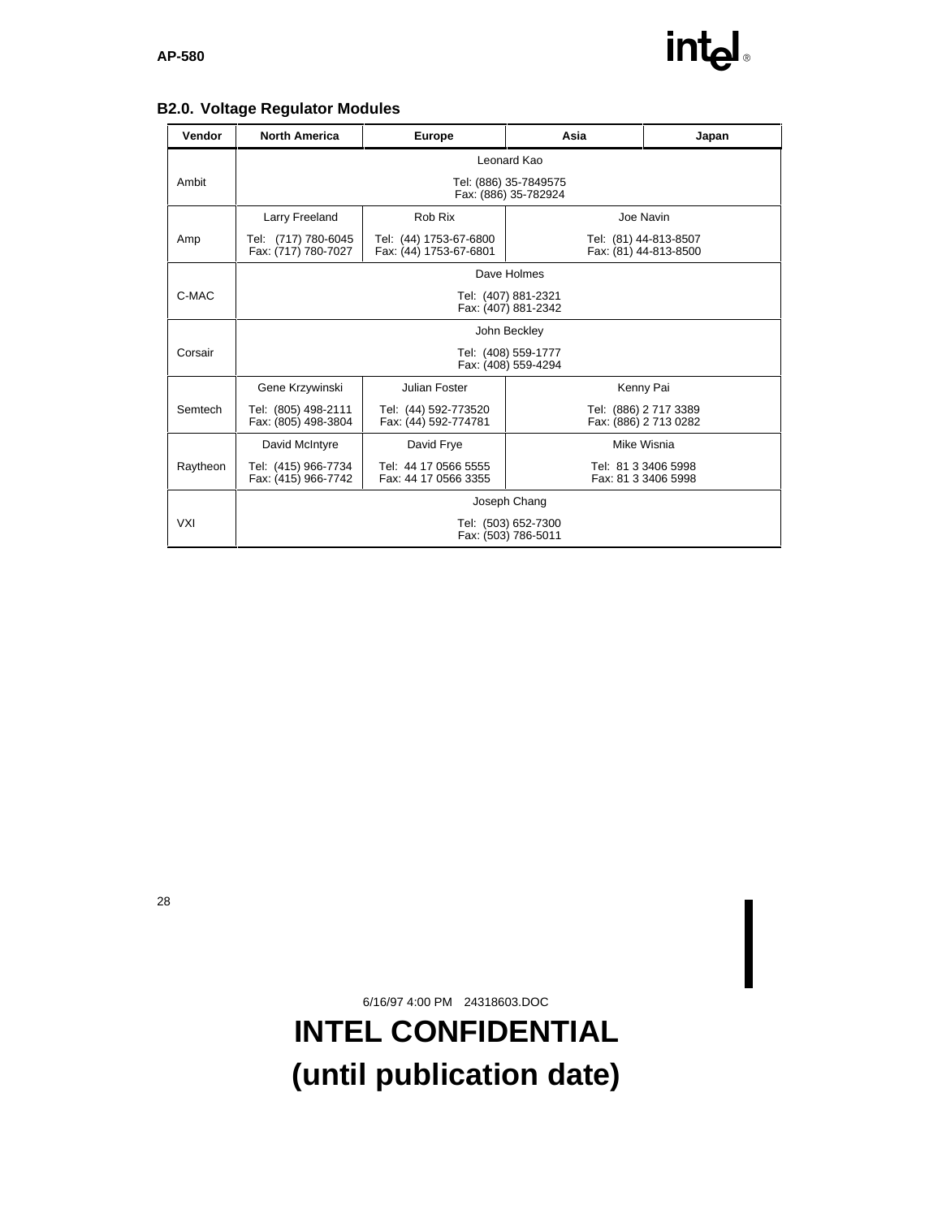## B2.0. Voltage Regulator Modules

| Vendor | North America | Europe | Asia | Japan |
|---|---|---|---|---|
| Ambit | Leonard Kao<br>Tel: (886) 35-7849575<br>Fax: (886) 35-782924 | | | |
| Amp | Larry Freeland<br>Tel: (717) 780-6045<br>Fax: (717) 780-7027 | Rob Rix<br>Tel: (44) 1753-67-6800<br>Fax: (44) 1753-67-6801 | Joe Navin<br>Tel: (81) 44-813-8507<br>Fax: (81) 44-813-8500 | |
| C-MAC | Dave Holmes<br>Tel: (407) 881-2321<br>Fax: (407) 881-2342 | | | |
| Corsair | John Beckley<br>Tel: (408) 559-1777<br>Fax: (408) 559-4294 | | | |
| Semtech | Gene Krzywinski<br>Tel: (805) 498-2111<br>Fax: (805) 498-3804 | Julian Foster<br>Tel: (44) 592-773520<br>Fax: (44) 592-774781 | Kenny Pai<br>Tel: (886) 2 717 3389<br>Fax: (886) 2 713 0282 | |
| Raytheon | David McIntyre<br>Tel: (415) 966-7734<br>Fax: (415) 966-7742 | David Frye<br>Tel: 44 17 0566 5555<br>Fax: 44 17 0566 3355 | Mike Wisnia<br>Tel: 81 3 3406 5998<br>Fax: 81 3 3406 5998 | |
| VXI | Joseph Chang<br>Tel: (503) 652-7300<br>Fax: (503) 786-5011 | | | |

6/16/97 4:00 PM 24318603.DOC

**INTEL CONFIDENTIAL**
**(until publication date)**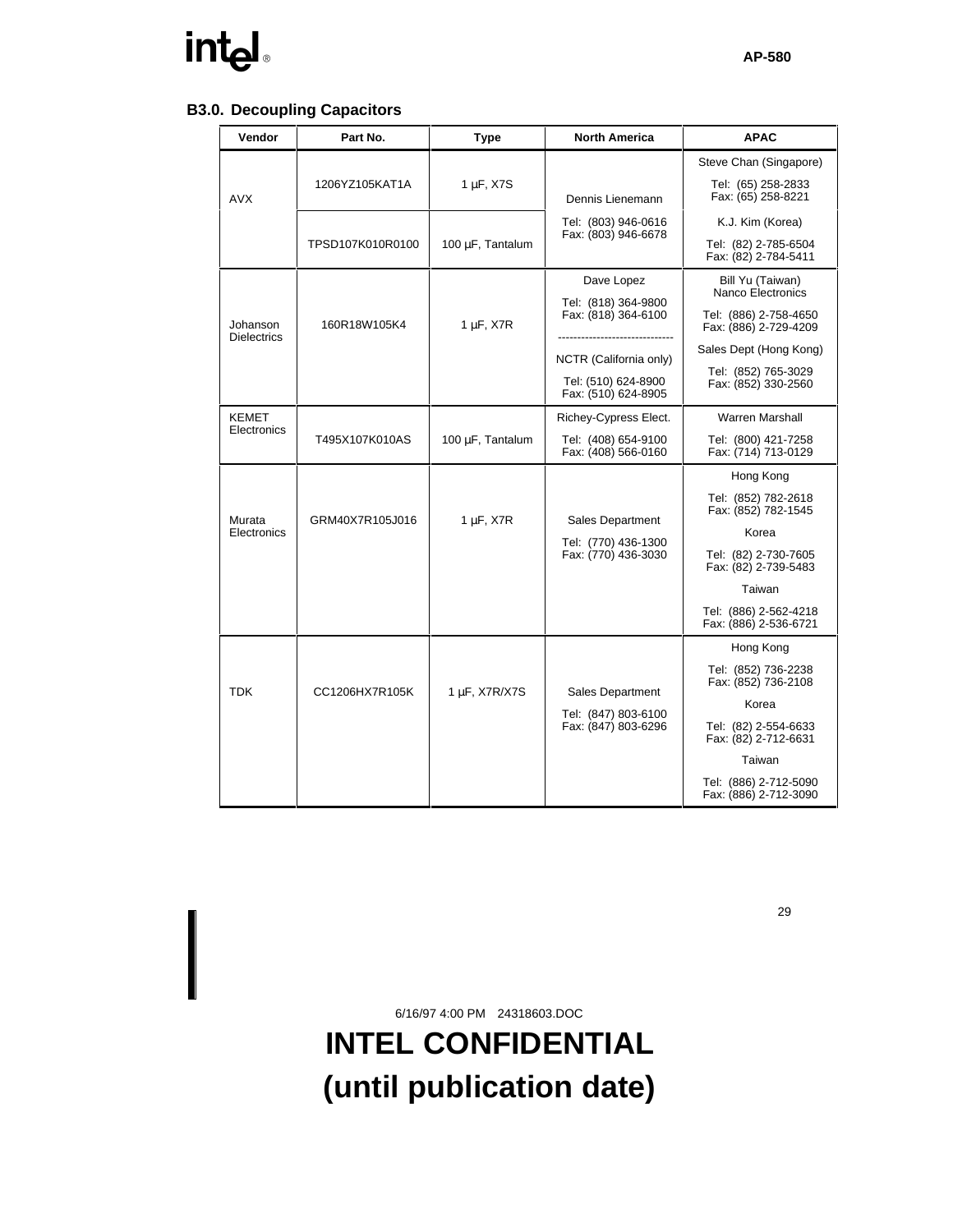### B3.0. Decoupling Capacitors

| Vendor | Part No. | Type | North America | APAC |
|---|---|---|---|---|
| AVX | 1206YZ105KAT1A | 1 µF, X7S | Dennis Lienemann<br>Tel: (803) 946-0616<br>Fax: (803) 946-6678 | Steve Chan (Singapore)<br>Tel: (65) 258-2833<br>Fax: (65) 258-8221 |
| | TPSD107K010R0100 | 100 µF, Tantalum | | K.J. Kim (Korea)<br>Tel: (82) 2-785-6504<br>Fax: (82) 2-784-5411 |
| Johanson Dielectrics | 160R18W105K4 | 1 µF, X7R | Dave Lopez<br>Tel: (818) 364-9800<br>Fax: (818) 364-6100<br>-----------------------------<br>NCTR (California only)<br>Tel: (510) 624-8900<br>Fax: (510) 624-8905 | Bill Yu (Taiwan)<br>Nanco Electronics<br>Tel: (886) 2-758-4650<br>Fax: (886) 2-729-4209<br>Sales Dept (Hong Kong)<br>Tel: (852) 765-3029<br>Fax: (852) 330-2560 |
| KEMET Electronics | T495X107K010AS | 100 µF, Tantalum | Richey-Cypress Elect.<br>Tel: (408) 654-9100<br>Fax: (408) 566-0160 | Warren Marshall<br>Tel: (800) 421-7258<br>Fax: (714) 713-0129 |
| Murata Electronics | GRM40X7R105J016 | 1 µF, X7R | Sales Department<br>Tel: (770) 436-1300<br>Fax: (770) 436-3030 | Hong Kong<br>Tel: (852) 782-2618<br>Fax: (852) 782-1545<br>Korea<br>Tel: (82) 2-730-7605<br>Fax: (82) 2-739-5483<br>Taiwan<br>Tel: (886) 2-562-4218<br>Fax: (886) 2-536-6721 |
| TDK | CC1206HX7R105K | 1 µF, X7R/X7S | Sales Department<br>Tel: (847) 803-6100<br>Fax: (847) 803-6296 | Hong Kong<br>Tel: (852) 736-2238<br>Fax: (852) 736-2108<br>Korea<br>Tel: (82) 2-554-6633<br>Fax: (82) 2-712-6631<br>Taiwan<br>Tel: (886) 2-712-5090<br>Fax: (886) 2-712-3090 |

6/16/97 4:00 PM 24318603.DOC

**INTEL CONFIDENTIAL**
**(until publication date)**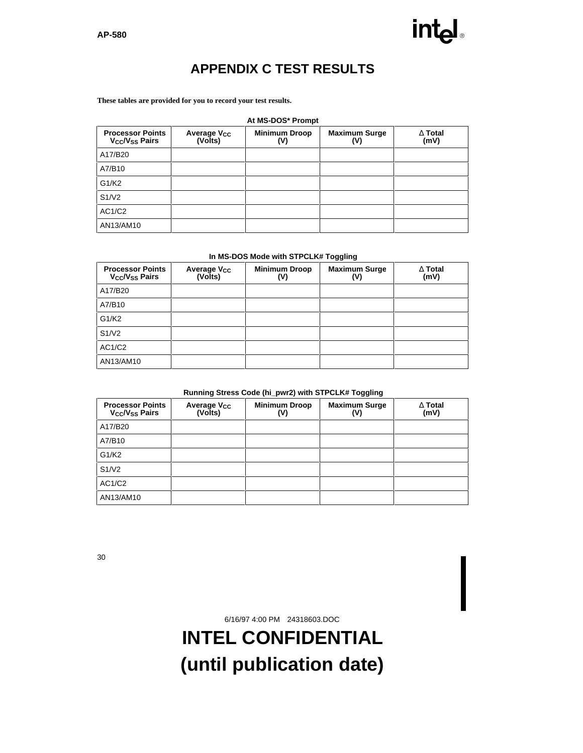# APPENDIX C TEST RESULTS

**These tables are provided for you to record your test results.**

**At MS-DOS* Prompt**

| Processor Points $V_{CC}/V_{SS}$ Pairs | Average $V_{CC}$ (Volts) | Minimum Droop (V) | Maximum Surge (V) | Δ Total (mV) |
|---|---|---|---|---|
| A17/B20 | | | | |
| A7/B10 | | | | |
| G1/K2 | | | | |
| S1/V2 | | | | |
| AC1/C2 | | | | |
| AN13/AM10 | | | | |

**In MS-DOS Mode with STPCLK# Toggling**

| Processor Points $V_{CC}/V_{SS}$ Pairs | Average $V_{CC}$ (Volts) | Minimum Droop (V) | Maximum Surge (V) | Δ Total (mV) |
|---|---|---|---|---|
| A17/B20 | | | | |
| A7/B10 | | | | |
| G1/K2 | | | | |
| S1/V2 | | | | |
| AC1/C2 | | | | |
| AN13/AM10 | | | | |

**Running Stress Code (hi_pwr2) with STPCLK# Toggling**

| Processor Points $V_{CC}/V_{SS}$ Pairs | Average $V_{CC}$ (Volts) | Minimum Droop (V) | Maximum Surge (V) | Δ Total (mV) |
|---|---|---|---|---|
| A17/B20 | | | | |
| A7/B10 | | | | |
| G1/K2 | | | | |
| S1/V2 | | | | |
| AC1/C2 | | | | |
| AN13/AM10 | | | | |

6/16/97 4:00 PM 24318603.DOC

**INTEL CONFIDENTIAL**

**(until publication date)**